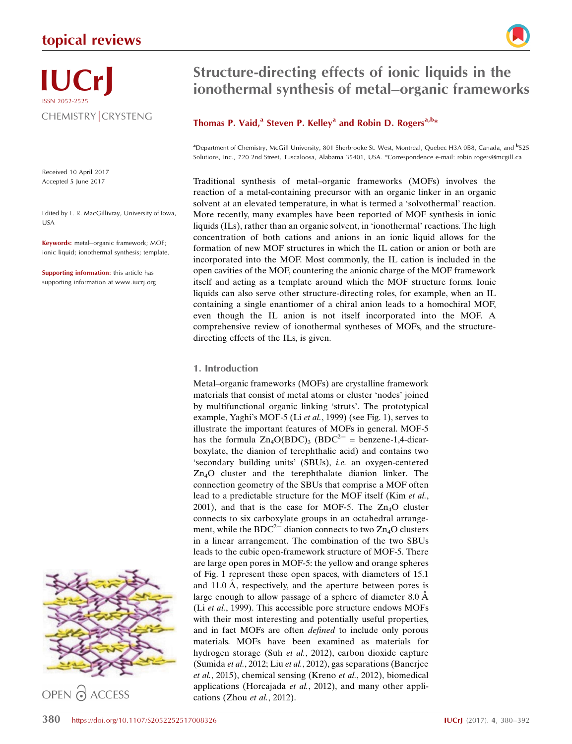# Structure-directing effects of ionic liquids in the ionothermal synthesis of metal–organic frameworks

**Thomas P. Vaid,[a] Steven P. Kelley[a] and Robin D. Rogers[a,b]***

[a]Department of Chemistry, McGill University, 801 Sherbrooke St. West, Montreal, Quebec H3A 0B8, Canada, and [b]525 Solutions, Inc., 720 2nd Street, Tuscaloosa, Alabama 35401, USA. *Correspondence e-mail: robin.rogers@mcgill.ca

Received 10 April 2017
Accepted 5 June 2017

Edited by L. R. MacGillivray, University of Iowa, USA

**Keywords:** metal–organic framework; MOF; ionic liquid; ionothermal synthesis; template.

**Supporting information**: this article has supporting information at www.iucrj.org

Traditional synthesis of metal–organic frameworks (MOFs) involves the reaction of a metal-containing precursor with an organic linker in an organic solvent at an elevated temperature, in what is termed a 'solvothermal' reaction. More recently, many examples have been reported of MOF synthesis in ionic liquids (ILs), rather than an organic solvent, in 'ionothermal' reactions. The high concentration of both cations and anions in an ionic liquid allows for the formation of new MOF structures in which the IL cation or anion or both are incorporated into the MOF. Most commonly, the IL cation is included in the open cavities of the MOF, countering the anionic charge of the MOF framework itself and acting as a template around which the MOF structure forms. Ionic liquids can also serve other structure-directing roles, for example, when an IL containing a single enantiomer of a chiral anion leads to a homochiral MOF, even though the IL anion is not itself incorporated into the MOF. A comprehensive review of ionothermal syntheses of MOFs, and the structure-directing effects of the ILs, is given.

## 1. Introduction

Metal–organic frameworks (MOFs) are crystalline framework materials that consist of metal atoms or cluster 'nodes' joined by multifunctional organic linking 'struts'. The prototypical example, Yaghi's MOF-5 (Li *et al.*, 1999) (see Fig. 1), serves to illustrate the important features of MOFs in general. MOF-5 has the formula $Zn_4O(BDC)_3$ ($BDC^{2-}$ = benzene-1,4-dicarboxylate, the dianion of terephthalic acid) and contains two 'secondary building units' (SBUs), *i.e.* an oxygen-centered $Zn_4O$ cluster and the terephthalate dianion linker. The connection geometry of the SBUs that comprise a MOF often lead to a predictable structure for the MOF itself (Kim *et al.*, 2001), and that is the case for MOF-5. The $Zn_4O$ cluster connects to six carboxylate groups in an octahedral arrangement, while the $BDC^{2-}$ dianion connects to two $Zn_4O$ clusters in a linear arrangement. The combination of the two SBUs leads to the cubic open-framework structure of MOF-5. There are large open pores in MOF-5: the yellow and orange spheres of Fig. 1 represent these open spaces, with diameters of 15.1 and 11.0 Å, respectively, and the aperture between pores is large enough to allow passage of a sphere of diameter 8.0 Å (Li *et al.*, 1999). This accessible pore structure endows MOFs with their most interesting and potentially useful properties, and in fact MOFs are often *defined* to include only porous materials. MOFs have been examined as materials for hydrogen storage (Suh *et al.*, 2012), carbon dioxide capture (Sumida *et al.*, 2012; Liu *et al.*, 2012), gas separations (Banerjee *et al.*, 2015), chemical sensing (Kreno *et al.*, 2012), biomedical applications (Horcajada *et al.*, 2012), and many other applications (Zhou *et al.*, 2012).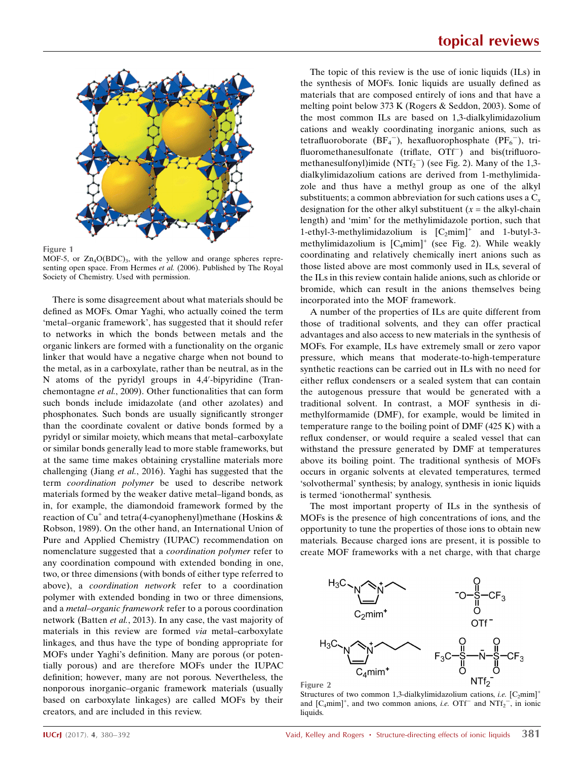Figure 1
MOF-5, or $Zn_4O(BDC)_3$, with the yellow and orange spheres representing open space. From Hermes *et al.* (2006). Published by The Royal Society of Chemistry. Used with permission.

There is some disagreement about what materials should be defined as MOFs. Omar Yaghi, who actually coined the term 'metal–organic framework', has suggested that it should refer to networks in which the bonds between metals and the organic linkers are formed with a functionality on the organic linker that would have a negative charge when not bound to the metal, as in a carboxylate, rather than be neutral, as in the N atoms of the pyridyl groups in 4,4′-bipyridine (Tranchemontagne *et al.*, 2009). Other functionalities that can form such bonds include imidazolate (and other azolates) and phosphonates. Such bonds are usually significantly stronger than the coordinate covalent or dative bonds formed by a pyridyl or similar moiety, which means that metal–carboxylate or similar bonds generally lead to more stable frameworks, but at the same time makes obtaining crystalline materials more challenging (Jiang *et al.*, 2016). Yaghi has suggested that the term *coordination polymer* be used to describe network materials formed by the weaker dative metal–ligand bonds, as in, for example, the diamondoid framework formed by the reaction of $Cu^+$ and tetra(4-cyanophenyl)methane (Hoskins & Robson, 1989). On the other hand, an International Union of Pure and Applied Chemistry (IUPAC) recommendation on nomenclature suggested that a *coordination polymer* refer to any coordination compound with extended bonding in one, two, or three dimensions (with bonds of either type referred to above), a *coordination network* refer to a coordination polymer with extended bonding in two or three dimensions, and a *metal–organic framework* refer to a porous coordination network (Batten *et al.*, 2013). In any case, the vast majority of materials in this review are formed *via* metal–carboxylate linkages, and thus have the type of bonding appropriate for MOFs under Yaghi's definition. Many are porous (or potentially porous) and are therefore MOFs under the IUPAC definition; however, many are not porous. Nevertheless, the nonporous inorganic–organic framework materials (usually based on carboxylate linkages) are called MOFs by their creators, and are included in this review.

The topic of this review is the use of ionic liquids (ILs) in the synthesis of MOFs. Ionic liquids are usually defined as materials that are composed entirely of ions and that have a melting point below 373 K (Rogers & Seddon, 2003). Some of the most common ILs are based on 1,3-dialkylimidazolium cations and weakly coordinating inorganic anions, such as tetrafluoroborate ($BF_4^-$), hexafluorophosphate ($PF_6^-$), trifluoromethanesulfonate (triflate, $OTf^-$) and bis(trifluoromethanesulfonyl)imide ($NTf_2^-$) (see Fig. 2). Many of the 1,3-dialkylimidazolium cations are derived from 1-methylimidazole and thus have a methyl group as one of the alkyl substituents; a common abbreviation for such cations uses a $C_x$ designation for the other alkyl substituent ($x$ = the alkyl-chain length) and 'mim' for the methylimidazole portion, such that 1-ethyl-3-methylimidazolium is $[C_2mim]^+$ and 1-butyl-3-methylimidazolium is $[C_4mim]^+$ (see Fig. 2). While weakly coordinating and relatively chemically inert anions such as those listed above are most commonly used in ILs, several of the ILs in this review contain halide anions, such as chloride or bromide, which can result in the anions themselves being incorporated into the MOF framework.

A number of the properties of ILs are quite different from those of traditional solvents, and they can offer practical advantages and also access to new materials in the synthesis of MOFs. For example, ILs have extremely small or zero vapor pressure, which means that moderate-to-high-temperature synthetic reactions can be carried out in ILs with no need for either reflux condensers or a sealed system that can contain the autogenous pressure that would be generated with a traditional solvent. In contrast, a MOF synthesis in dimethylformamide (DMF), for example, would be limited in temperature range to the boiling point of DMF (425 K) with a reflux condenser, or would require a sealed vessel that can withstand the pressure generated by DMF at temperatures above its boiling point. The traditional synthesis of MOFs occurs in organic solvents at elevated temperatures, termed 'solvothermal' synthesis; by analogy, synthesis in ionic liquids is termed 'ionothermal' synthesis.

The most important property of ILs in the synthesis of MOFs is the presence of high concentrations of ions, and the opportunity to tune the properties of those ions to obtain new materials. Because charged ions are present, it is possible to create MOF frameworks with a net charge, with that charge

Figure 2
Structures of two common 1,3-dialkylimidazolium cations, *i.e.* $[C_2mim]^+$ and $[C_4mim]^+$, and two common anions, *i.e.* $OTf^-$ and $NTf_2^-$, in ionic liquids.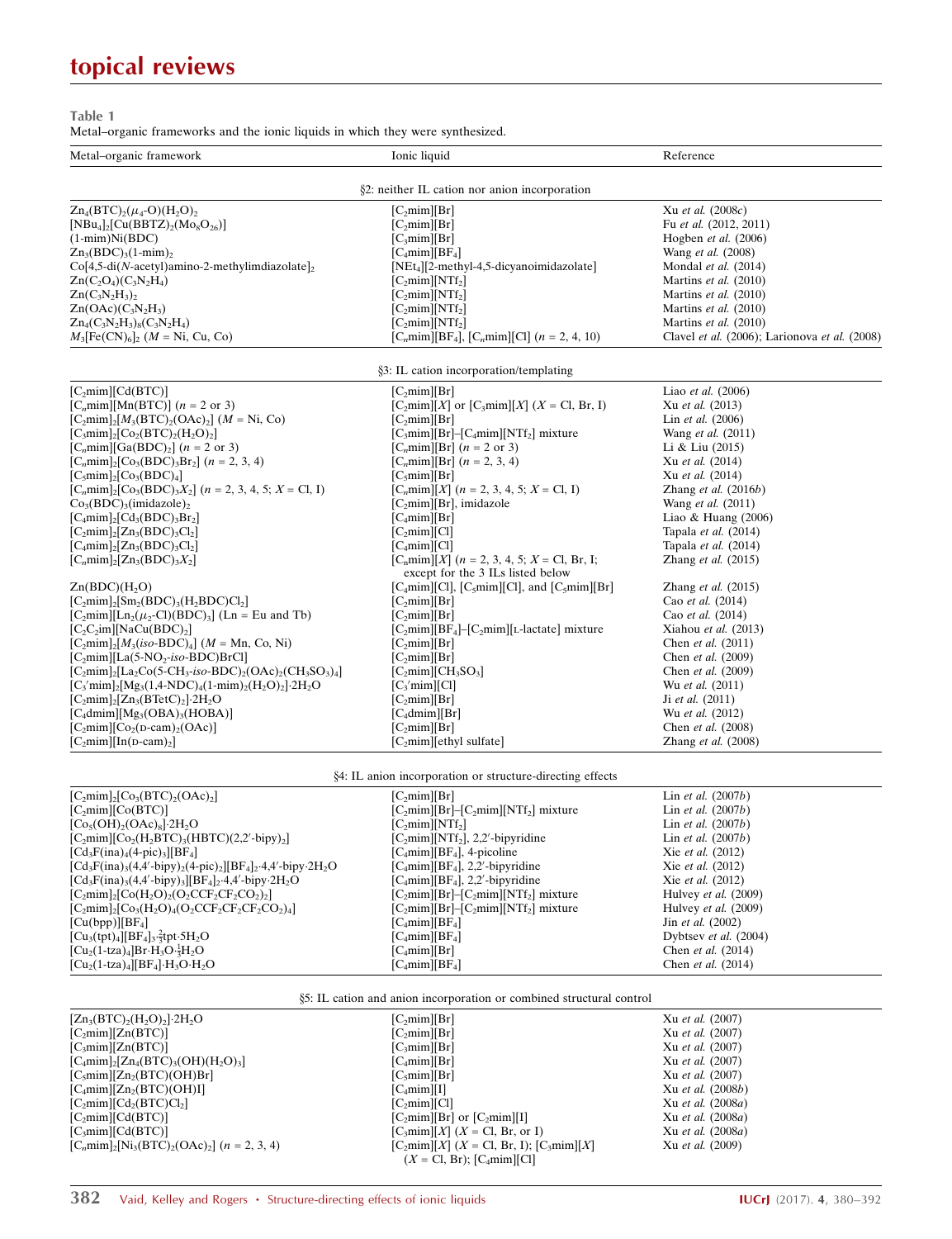**Table 1**
Metal–organic frameworks and the ionic liquids in which they were synthesized.

| Metal–organic framework | Ionic liquid | Reference |
|---|---|---|
| §2: neither IL cation nor anion incorporation | | |
| $Zn_4(BTC)_2(\mu_4\text{-}O)(H_2O)_2$ | $[C_2mim][Br]$ | Xu *et al.* (2008*c*) |
| $[NBu_4]_2[Cu(BBTZ)_2(Mo_8O_{26})]$ | $[C_2mim][Br]$ | Fu *et al.* (2012, 2011) |
| (1-mim)Ni(BDC) | $[C_3mim][Br]$ | Hogben *et al.* (2006) |
| $Zn_3(BDC)_3(1\text{-mim})_2$ | $[C_4mim][BF_4]$ | Wang *et al.* (2008) |
| $Co[4,5\text{-di}(N\text{-acetyl})\text{amino-2-methylimdiazolate}]_2$ | $[NEt_4]$[2-methyl-4,5-dicyanoimidazolate] | Mondal *et al.* (2014) |
| $Zn(C_2O_4)(C_3N_2H_4)$ | $[C_2mim][NTf_2]$ | Martins *et al.* (2010) |
| $Zn(C_3N_2H_3)_2$ | $[C_2mim][NTf_2]$ | Martins *et al.* (2010) |
| $Zn(OAc)(C_3N_2H_3)$ | $[C_2mim][NTf_2]$ | Martins *et al.* (2010) |
| $Zn_4(C_3N_2H_3)_8(C_3N_2H_4)$ | $[C_2mim][NTf_2]$ | Martins *et al.* (2010) |
| $M_3[Fe(CN)_6]_2$ ($M$ = Ni, Cu, Co) | $[C_nmim][BF_4]$, $[C_nmim][Cl]$ ($n$ = 2, 4, 10) | Clavel *et al.* (2006); Larionova *et al.* (2008) |
| §3: IL cation incorporation/templating | | |
| $[C_2mim][Cd(BTC)]$ | $[C_2mim][Br]$ | Liao *et al.* (2006) |
| $[C_nmim][Mn(BTC)]$ ($n$ = 2 or 3) | $[C_2mim][X]$ or $[C_3mim][X]$ ($X$ = Cl, Br, I) | Xu *et al.* (2013) |
| $[C_2mim]_2[M_3(BTC)_2(OAc)_2]$ ($M$ = Ni, Co) | $[C_2mim][Br]$ | Lin *et al.* (2006) |
| $[C_3mim]_2[Co_2(BTC)_2(H_2O)_2]$ | $[C_3mim][Br]$–$[C_4mim][NTf_2]$ mixture | Wang *et al.* (2011) |
| $[C_nmim][Ga(BDC)_2]$ ($n$ = 2 or 3) | $[C_nmim][Br]$ ($n$ = 2 or 3) | Li & Liu (2015) |
| $[C_nmim]_2[Co_3(BDC)_3Br_2]$ ($n$ = 2, 3, 4) | $[C_nmim][Br]$ ($n$ = 2, 3, 4) | Xu *et al.* (2014) |
| $[C_5mim]_2[Co_3(BDC)_4]$ | $[C_5mim][Br]$ | Xu *et al.* (2014) |
| $[C_nmim]_2[Co_3(BDC)_3X_2]$ ($n$ = 2, 3, 4, 5; $X$ = Cl, I) | $[C_nmim][X]$ ($n$ = 2, 3, 4, 5; $X$ = Cl, I) | Zhang *et al.* (2016*b*) |
| $Co_3(BDC)_3(\text{imidazole})_2$ | $[C_2mim][Br]$, imidazole | Wang *et al.* (2011) |
| $[C_4mim]_2[Cd_3(BDC)_3Br_2]$ | $[C_4mim][Br]$ | Liao & Huang (2006) |
| $[C_2mim]_2[Zn_3(BDC)_3Cl_2]$ | $[C_2mim][Cl]$ | Tapala *et al.* (2014) |
| $[C_4mim]_2[Zn_3(BDC)_3Cl_2]$ | $[C_4mim][Cl]$ | Tapala *et al.* (2014) |
| $[C_nmim]_2[Zn_3(BDC)_3X_2]$ | $[C_nmim][X]$ ($n$ = 2, 3, 4, 5; $X$ = Cl, Br, I; except for the 3 ILs listed below | Zhang *et al.* (2015) |
| $Zn(BDC)(H_2O)$ | $[C_4mim][Cl]$, $[C_5mim][Cl]$, and $[C_5mim][Br]$ | Zhang *et al.* (2015) |
| $[C_2mim]_2[Sm_2(BDC)_3(H_2BDC)Cl_2]$ | $[C_2mim][Br]$ | Cao *et al.* (2014) |
| $[C_2mim][Ln_2(\mu_2\text{-}Cl)(BDC)_3]$ (Ln = Eu and Tb) | $[C_2mim][Br]$ | Cao *et al.* (2014) |
| $[C_2C_2im][NaCu(BDC)_2]$ | $[C_2mim][BF_4]$–$[C_2mim]$[L-lactate] mixture | Xiahou *et al.* (2013) |
| $[C_2mim]_2[M_3(iso\text{-}BDC)_4]$ ($M$ = Mn, Co, Ni) | $[C_2mim][Br]$ | Chen *et al.* (2011) |
| $[C_2mim][La(5\text{-}NO_2\text{-}iso\text{-}BDC)BrCl]$ | $[C_2mim][Br]$ | Chen *et al.* (2009) |
| $[C_2mim]_2[La_2Co(5\text{-}CH_3\text{-}iso\text{-}BDC)_2(OAc)_2(CH_3SO_3)_4]$ | $[C_2mim][CH_3SO_3]$ | Chen *et al.* (2009) |
| $[C_3'mim]_2[Mg_3(1,4\text{-}NDC)_4(1\text{-}mim)_2(H_2O)_2]\cdot 2H_2O$ | $[C_3'mim][Cl]$ | Wu *et al.* (2011) |
| $[C_2mim]_2[Zn_3(BTetC)_2]\cdot 2H_2O$ | $[C_2mim][Br]$ | Ji *et al.* (2011) |
| $[C_4dmim][Mg_3(OBA)_3(HOBA)]$ | $[C_4dmim][Br]$ | Wu *et al.* (2012) |
| $[C_2mim][Co_2(\text{D-cam})_2(OAc)]$ | $[C_2mim][Br]$ | Chen *et al.* (2008) |
| $[C_2mim][In(\text{D-cam})_2]$ | $[C_2mim]$[ethyl sulfate] | Zhang *et al.* (2008) |
| §4: IL anion incorporation or structure-directing effects | | |
| $[C_2mim]_2[Co_3(BTC)_2(OAc)_2]$ | $[C_2mim][Br]$ | Lin *et al.* (2007*b*) |
| $[C_2mim][Co(BTC)]$ | $[C_2mim][Br]$–$[C_2mim][NTf_2]$ mixture | Lin *et al.* (2007*b*) |
| $[Co_5(OH)_2(OAc)_8]\cdot 2H_2O$ | $[C_2mim][NTf_2]$ | Lin *et al.* (2007*b*) |
| $[C_2mim][Co_2(H_2BTC)_3(HBTC)(2,2'\text{-bipy})_2]$ | $[C_2mim][NTf_2]$, 2,2′-bipyridine | Lin *et al.* (2007*b*) |
| $[Cd_3F(ina)_4(4\text{-pic})_3][BF_4]$ | $[C_4mim][BF_4]$, 4-picoline | Xie *et al.* (2012) |
| $[Cd_3F(ina)_3(4,4'\text{-bipy})_2(4\text{-pic})_2][BF_4]_2\cdot 4,4'\text{-bipy}\cdot 2H_2O$ | $[C_4mim][BF_4]$, 2,2′-bipyridine | Xie *et al.* (2012) |
| $[Cd_3F(ina)_3(4,4'\text{-bipy})_3][BF_4]_2\cdot 4,4'\text{-bipy}\cdot 2H_2O$ | $[C_4mim][BF_4]$, 2,2′-bipyridine | Xie *et al.* (2012) |
| $[C_2mim][Co(H_2O)_2(O_2CCF_2CF_2CO_2)_2]$ | $[C_2mim][Br]$–$[C_2mim][NTf_2]$ mixture | Hulvey *et al.* (2009) |
| $[C_2mim]_2[Co_3(H_2O)_4(O_2CCF_2CF_2CO_2)_4]$ | $[C_2mim][Br]$–$[C_2mim][NTf_2]$ mixture | Hulvey *et al.* (2009) |
| $[Cu(bpp)][BF_4]$ | $[C_4mim][BF_4]$ | Jin *et al.* (2002) |
| $[Cu_3(tpt)_4][BF_4]_3\cdot\frac{2}{3}tpt\cdot 5H_2O$ | $[C_4mim][BF_4]$ | Dybtsev *et al.* (2004) |
| $[Cu_2(1\text{-tza})_4]Br\cdot H_3O\cdot\frac{1}{3}H_2O$ | $[C_4mim][Br]$ | Chen *et al.* (2014) |
| $[Cu_2(1\text{-tza})_4][BF_4]\cdot H_3O\cdot H_2O$ | $[C_4mim][BF_4]$ | Chen *et al.* (2014) |
| §5: IL cation and anion incorporation or combined structural control | | |
| $[Zn_3(BTC)_2(H_2O)_2]\cdot 2H_2O$ | $[C_2mim][Br]$ | Xu *et al.* (2007) |
| $[C_2mim][Zn(BTC)]$ | $[C_2mim][Br]$ | Xu *et al.* (2007) |
| $[C_3mim][Zn(BTC)]$ | $[C_3mim][Br]$ | Xu *et al.* (2007) |
| $[C_4mim]_2[Zn_4(BTC)_3(OH)(H_2O)_3]$ | $[C_4mim][Br]$ | Xu *et al.* (2007) |
| $[C_5mim][Zn_2(BTC)(OH)Br]$ | $[C_5mim][Br]$ | Xu *et al.* (2007) |
| $[C_4mim][Zn_2(BTC)(OH)I]$ | $[C_4mim][I]$ | Xu *et al.* (2008*b*) |
| $[C_2mim][Cd_2(BTC)Cl_2]$ | $[C_2mim][Cl]$ | Xu *et al.* (2008*a*) |
| $[C_2mim][Cd(BTC)]$ | $[C_2mim][Br]$ or $[C_2mim][I]$ | Xu *et al.* (2008*a*) |
| $[C_3mim][Cd(BTC)]$ | $[C_3mim][X]$ ($X$ = Cl, Br, or I) | Xu *et al.* (2008*a*) |
| $[C_nmim]_2[Ni_3(BTC)_2(OAc)_2]$ ($n$ = 2, 3, 4) | $[C_2mim][X]$ ($X$ = Cl, Br, I); $[C_3mim][X]$ ($X$ = Cl, Br); $[C_4mim][Cl]$ | Xu *et al.* (2009) |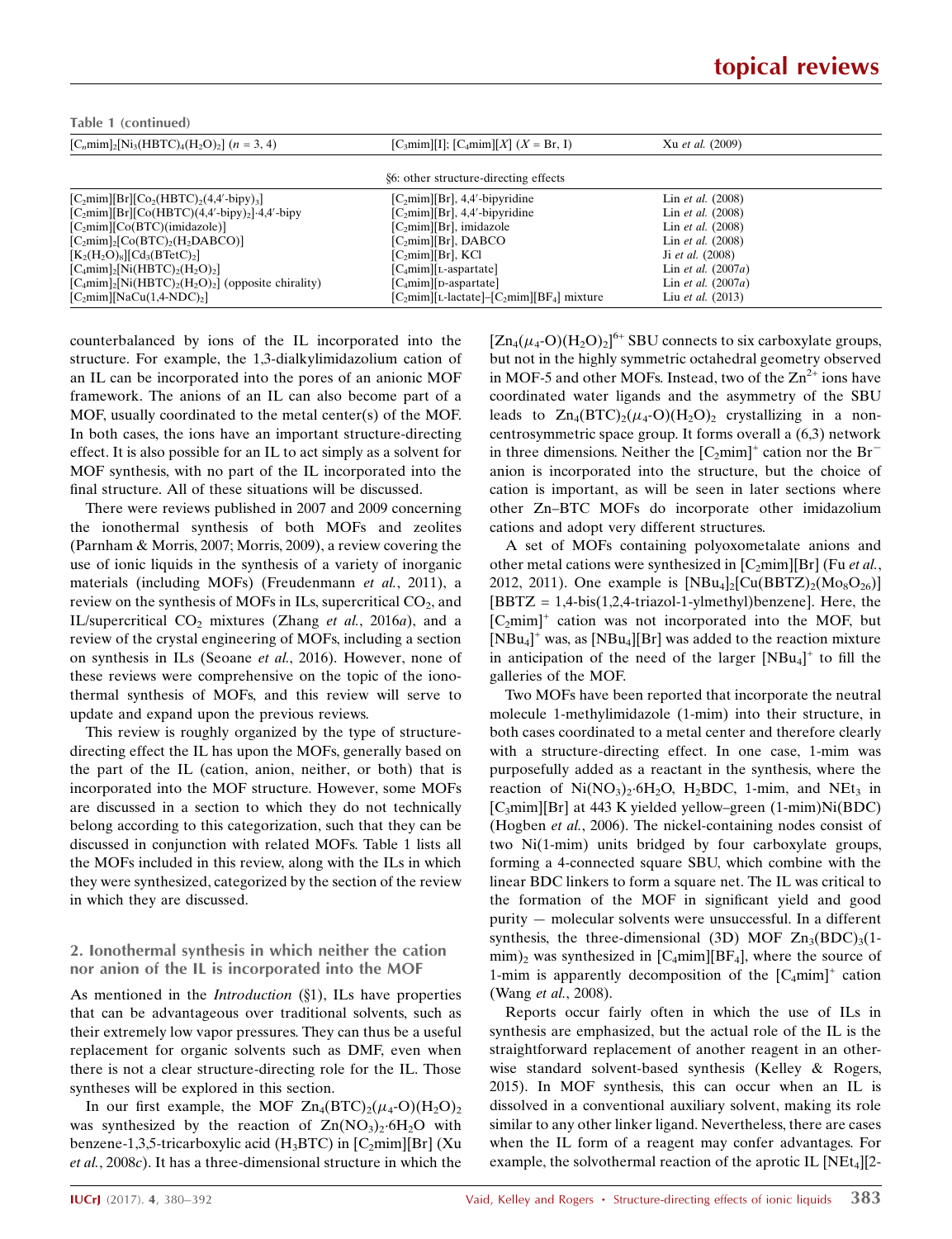Table 1 (continued)

| | | |
|---|---|---|
| $[C_n mim]_2[Ni_3(HBTC)_4(H_2O)_2]$ ($n$ = 3, 4) | $[C_3mim][I]$; $[C_4mim][X]$ ($X$ = Br, I) | Xu *et al.* (2009) |
| §6: other structure-directing effects | | |
| $[C_2mim][Br][Co_2(HBTC)_2(4,4'\text{-bipy})_3]$ | $[C_2mim][Br]$, 4,4′-bipyridine | Lin *et al.* (2008) |
| $[C_2mim][Br][Co(HBTC)(4,4'\text{-bipy})_2]\cdot 4,4'\text{-bipy}$ | $[C_2mim][Br]$, 4,4′-bipyridine | Lin *et al.* (2008) |
| $[C_2mim][Co(BTC)(\text{imidazole})]$ | $[C_2mim][Br]$, imidazole | Lin *et al.* (2008) |
| $[C_2mim]_2[Co(BTC)_2(H_2DABCO)]$ | $[C_2mim][Br]$, DABCO | Lin *et al.* (2008) |
| $[K_2(H_2O)_8][Cd_3(BTetC)_2]$ | $[C_2mim][Br]$, KCl | Ji *et al.* (2008) |
| $[C_4mim]_2[Ni(HBTC)_2(H_2O)_2]$ | $[C_4mim]$[L-aspartate] | Lin *et al.* (2007*a*) |
| $[C_4mim]_2[Ni(HBTC)_2(H_2O)_2]$ (opposite chirality) | $[C_4mim]$[D-aspartate] | Lin *et al.* (2007*a*) |
| $[C_2mim][NaCu(1,4\text{-NDC})_2]$ | $[C_2mim]$[L-lactate]–$[C_2mim][BF_4]$ mixture | Liu *et al.* (2013) |

counterbalanced by ions of the IL incorporated into the structure. For example, the 1,3-dialkylimidazolium cation of an IL can be incorporated into the pores of an anionic MOF framework. The anions of an IL can also become part of a MOF, usually coordinated to the metal center(s) of the MOF. In both cases, the ions have an important structure-directing effect. It is also possible for an IL to act simply as a solvent for MOF synthesis, with no part of the IL incorporated into the final structure. All of these situations will be discussed.

There were reviews published in 2007 and 2009 concerning the ionothermal synthesis of both MOFs and zeolites (Parnham & Morris, 2007; Morris, 2009), a review covering the use of ionic liquids in the synthesis of a variety of inorganic materials (including MOFs) (Freudenmann *et al.*, 2011), a review on the synthesis of MOFs in ILs, supercritical $CO_2$, and IL/supercritical $CO_2$ mixtures (Zhang *et al.*, 2016*a*), and a review of the crystal engineering of MOFs, including a section on synthesis in ILs (Seoane *et al.*, 2016). However, none of these reviews were comprehensive on the topic of the ionothermal synthesis of MOFs, and this review will serve to update and expand upon the previous reviews.

This review is roughly organized by the type of structure-directing effect the IL has upon the MOFs, generally based on the part of the IL (cation, anion, neither, or both) that is incorporated into the MOF structure. However, some MOFs are discussed in a section to which they do not technically belong according to this categorization, such that they can be discussed in conjunction with related MOFs. Table 1 lists all the MOFs included in this review, along with the ILs in which they were synthesized, categorized by the section of the review in which they are discussed.

## 2. Ionothermal synthesis in which neither the cation nor anion of the IL is incorporated into the MOF

As mentioned in the *Introduction* (§1), ILs have properties that can be advantageous over traditional solvents, such as their extremely low vapor pressures. They can thus be a useful replacement for organic solvents such as DMF, even when there is not a clear structure-directing role for the IL. Those syntheses will be explored in this section.

In our first example, the MOF $Zn_4(BTC)_2(\mu_4\text{-O})(H_2O)_2$ was synthesized by the reaction of $Zn(NO_3)_2\cdot 6H_2O$ with benzene-1,3,5-tricarboxylic acid ($H_3BTC$) in $[C_2mim][Br]$ (Xu *et al.*, 2008*c*). It has a three-dimensional structure in which the $[Zn_4(\mu_4\text{-O})(H_2O)_2]^{6+}$ SBU connects to six carboxylate groups, but not in the highly symmetric octahedral geometry observed in MOF-5 and other MOFs. Instead, two of the $Zn^{2+}$ ions have coordinated water ligands and the asymmetry of the SBU leads to $Zn_4(BTC)_2(\mu_4\text{-O})(H_2O)_2$ crystallizing in a non-centrosymmetric space group. It forms overall a (6,3) network in three dimensions. Neither the $[C_2mim]^+$ cation nor the $Br^-$ anion is incorporated into the structure, but the choice of cation is important, as will be seen in later sections where other Zn–BTC MOFs do incorporate other imidazolium cations and adopt very different structures.

A set of MOFs containing polyoxometalate anions and other metal cations were synthesized in $[C_2mim][Br]$ (Fu *et al.*, 2012, 2011). One example is $[NBu_4]_2[Cu(BBTZ)_2(Mo_8O_{26})]$ [BBTZ = 1,4-bis(1,2,4-triazol-1-ylmethyl)benzene]. Here, the $[C_2mim]^+$ cation was not incorporated into the MOF, but $[NBu_4]^+$ was, as $[NBu_4][Br]$ was added to the reaction mixture in anticipation of the need of the larger $[NBu_4]^+$ to fill the galleries of the MOF.

Two MOFs have been reported that incorporate the neutral molecule 1-methylimidazole (1-mim) into their structure, in both cases coordinated to a metal center and therefore clearly with a structure-directing effect. In one case, 1-mim was purposefully added as a reactant in the synthesis, where the reaction of $Ni(NO_3)_2\cdot 6H_2O$, $H_2BDC$, 1-mim, and $NEt_3$ in $[C_3mim][Br]$ at 443 K yielded yellow–green (1-mim)Ni(BDC) (Hogben *et al.*, 2006). The nickel-containing nodes consist of two Ni(1-mim) units bridged by four carboxylate groups, forming a 4-connected square SBU, which combine with the linear BDC linkers to form a square net. The IL was critical to the formation of the MOF in significant yield and good purity — molecular solvents were unsuccessful. In a different synthesis, the three-dimensional (3D) MOF $Zn_3(BDC)_3(1\text{-mim})_2$ was synthesized in $[C_4mim][BF_4]$, where the source of 1-mim is apparently decomposition of the $[C_4mim]^+$ cation (Wang *et al.*, 2008).

Reports occur fairly often in which the use of ILs in synthesis are emphasized, but the actual role of the IL is the straightforward replacement of another reagent in an otherwise standard solvent-based synthesis (Kelley & Rogers, 2015). In MOF synthesis, this can occur when an IL is dissolved in a conventional auxiliary solvent, making its role similar to any other linker ligand. Nevertheless, there are cases when the IL form of a reagent may confer advantages. For example, the solvothermal reaction of the aprotic IL $[NEt_4]$[2-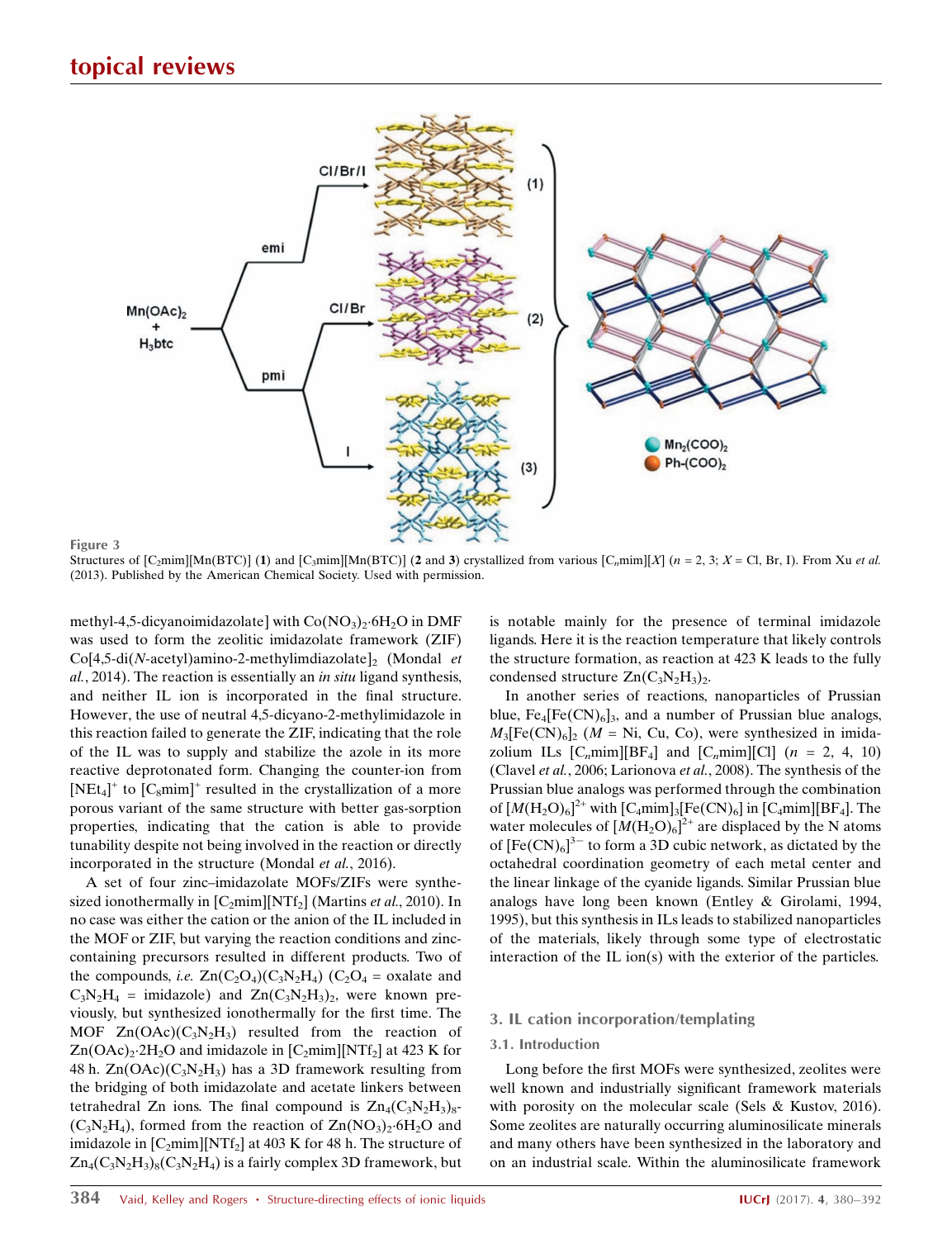Figure 3

Structures of $[C_2mim][Mn(BTC)]$ (**1**) and $[C_3mim][Mn(BTC)]$ (**2** and **3**) crystallized from various $[C_nmim][X]$ ($n$ = 2, 3; $X$ = Cl, Br, I). From Xu *et al.* (2013). Published by the American Chemical Society. Used with permission.

methyl-4,5-dicyanoimidazolate] with $Co(NO_3)_2{\cdot}6H_2O$ in DMF was used to form the zeolitic imidazolate framework (ZIF) Co[4,5-di(*N*-acetyl)amino-2-methylimdiazolate]$_2$ (Mondal *et al.*, 2014). The reaction is essentially an *in situ* ligand synthesis, and neither IL ion is incorporated in the final structure. However, the use of neutral 4,5-dicyano-2-methylimidazole in this reaction failed to generate the ZIF, indicating that the role of the IL was to supply and stabilize the azole in its more reactive deprotonated form. Changing the counter-ion from $[NEt_4]^+$ to $[C_8mim]^+$ resulted in the crystallization of a more porous variant of the same structure with better gas-sorption properties, indicating that the cation is able to provide tunability despite not being involved in the reaction or directly incorporated in the structure (Mondal *et al.*, 2016).

A set of four zinc–imidazolate MOFs/ZIFs were synthesized ionothermally in $[C_2mim][NTf_2]$ (Martins *et al.*, 2010). In no case was either the cation or the anion of the IL included in the MOF or ZIF, but varying the reaction conditions and zinc-containing precursors resulted in different products. Two of the compounds, *i.e.* $Zn(C_2O_4)(C_3N_2H_4)$ ($C_2O_4$ = oxalate and $C_3N_2H_4$ = imidazole) and $Zn(C_3N_2H_3)_2$, were known previously, but synthesized ionothermally for the first time. The MOF $Zn(OAc)(C_3N_2H_3)$ resulted from the reaction of $Zn(OAc)_2{\cdot}2H_2O$ and imidazole in $[C_2mim][NTf_2]$ at 423 K for 48 h. $Zn(OAc)(C_3N_2H_3)$ has a 3D framework resulting from the bridging of both imidazolate and acetate linkers between tetrahedral Zn ions. The final compound is $Zn_4(C_3N_2H_3)_8(C_3N_2H_4)$, formed from the reaction of $Zn(NO_3)_2{\cdot}6H_2O$ and imidazole in $[C_2mim][NTf_2]$ at 403 K for 48 h. The structure of $Zn_4(C_3N_2H_3)_8(C_3N_2H_4)$ is a fairly complex 3D framework, but is notable mainly for the presence of terminal imidazole ligands. Here it is the reaction temperature that likely controls the structure formation, as reaction at 423 K leads to the fully condensed structure $Zn(C_3N_2H_3)_2$.

In another series of reactions, nanoparticles of Prussian blue, $Fe_4[Fe(CN)_6]_3$, and a number of Prussian blue analogs, $M_3[Fe(CN)_6]_2$ ($M$ = Ni, Cu, Co), were synthesized in imidazolium ILs $[C_nmim][BF_4]$ and $[C_nmim][Cl]$ ($n$ = 2, 4, 10) (Clavel *et al.*, 2006; Larionova *et al.*, 2008). The synthesis of the Prussian blue analogs was performed through the combination of $[M(H_2O)_6]^{2+}$ with $[C_4mim]_3[Fe(CN)_6]$ in $[C_4mim][BF_4]$. The water molecules of $[M(H_2O)_6]^{2+}$ are displaced by the N atoms of $[Fe(CN)_6]^{3-}$ to form a 3D cubic network, as dictated by the octahedral coordination geometry of each metal center and the linear linkage of the cyanide ligands. Similar Prussian blue analogs have long been known (Entley & Girolami, 1994, 1995), but this synthesis in ILs leads to stabilized nanoparticles of the materials, likely through some type of electrostatic interaction of the IL ion(s) with the exterior of the particles.

## 3. IL cation incorporation/templating

### 3.1. Introduction

Long before the first MOFs were synthesized, zeolites were well known and industrially significant framework materials with porosity on the molecular scale (Sels & Kustov, 2016). Some zeolites are naturally occurring aluminosilicate minerals and many others have been synthesized in the laboratory and on an industrial scale. Within the aluminosilicate framework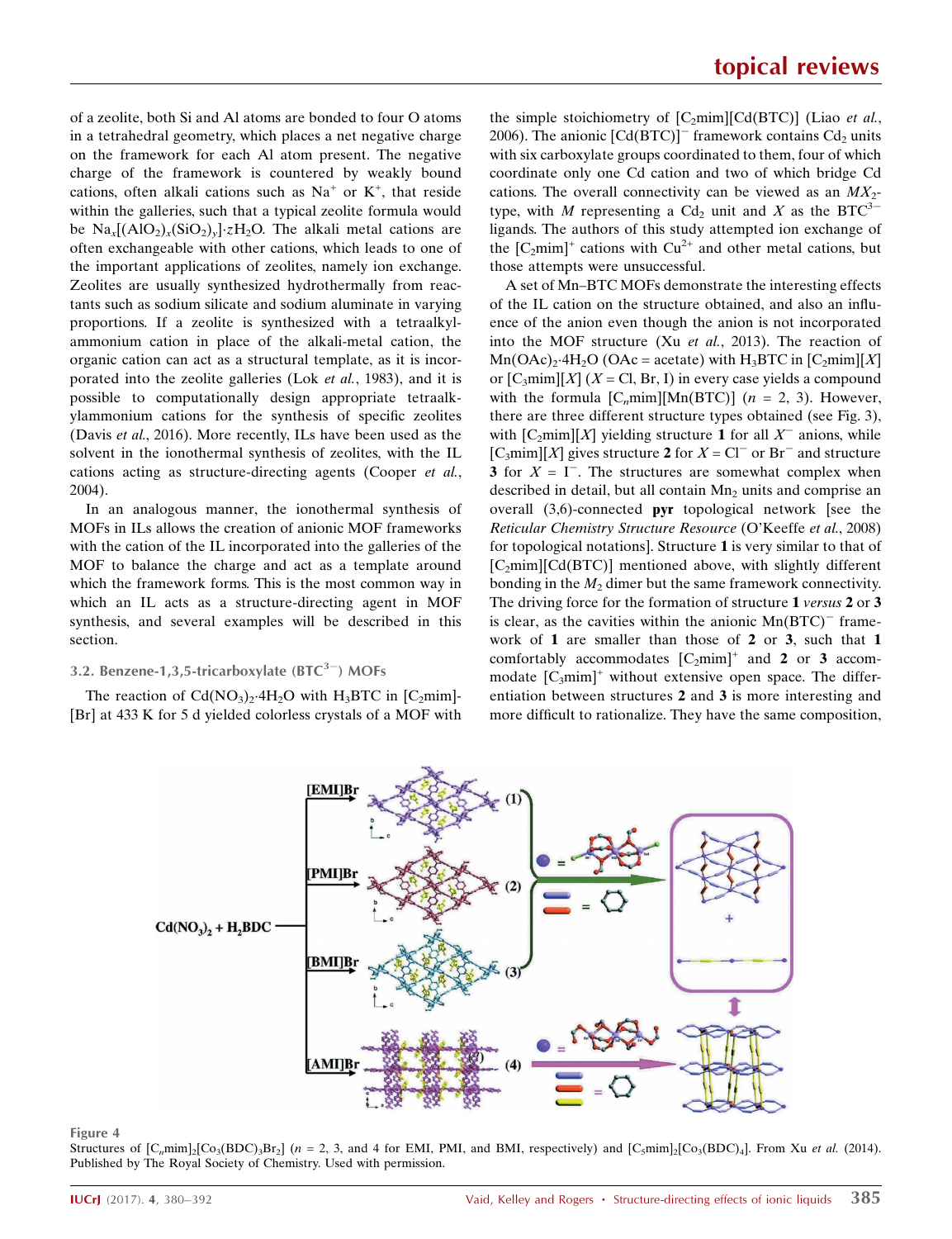of a zeolite, both Si and Al atoms are bonded to four O atoms in a tetrahedral geometry, which places a net negative charge on the framework for each Al atom present. The negative charge of the framework is countered by weakly bound cations, often alkali cations such as $Na^+$ or $K^+$, that reside within the galleries, such that a typical zeolite formula would be $Na_x[(AlO_2)_x(SiO_2)_y]\cdot zH_2O$. The alkali metal cations are often exchangeable with other cations, which leads to one of the important applications of zeolites, namely ion exchange. Zeolites are usually synthesized hydrothermally from reactants such as sodium silicate and sodium aluminate in varying proportions. If a zeolite is synthesized with a tetraalkylammonium cation in place of the alkali-metal cation, the organic cation can act as a structural template, as it is incorporated into the zeolite galleries (Lok *et al.*, 1983), and it is possible to computationally design appropriate tetraalkylammonium cations for the synthesis of specific zeolites (Davis *et al.*, 2016). More recently, ILs have been used as the solvent in the ionothermal synthesis of zeolites, with the IL cations acting as structure-directing agents (Cooper *et al.*, 2004).

In an analogous manner, the ionothermal synthesis of MOFs in ILs allows the creation of anionic MOF frameworks with the cation of the IL incorporated into the galleries of the MOF to balance the charge and act as a template around which the framework forms. This is the most common way in which an IL acts as a structure-directing agent in MOF synthesis, and several examples will be described in this section.

### 3.2. Benzene-1,3,5-tricarboxylate ($BTC^{3-}$) MOFs

The reaction of $Cd(NO_3)_2\cdot4H_2O$ with $H_3BTC$ in $[C_2mim][Br]$ at 433 K for 5 d yielded colorless crystals of a MOF with the simple stoichiometry of $[C_2mim][Cd(BTC)]$ (Liao *et al.*, 2006). The anionic $[Cd(BTC)]^-$ framework contains $Cd_2$ units with six carboxylate groups coordinated to them, four of which coordinate only one Cd cation and two of which bridge Cd cations. The overall connectivity can be viewed as an $MX_2$-type, with $M$ representing a $Cd_2$ unit and $X$ as the $BTC^{3-}$ ligands. The authors of this study attempted ion exchange of the $[C_2mim]^+$ cations with $Cu^{2+}$ and other metal cations, but those attempts were unsuccessful.

A set of Mn–BTC MOFs demonstrate the interesting effects of the IL cation on the structure obtained, and also an influence of the anion even though the anion is not incorporated into the MOF structure (Xu *et al.*, 2013). The reaction of $Mn(OAc)_2\cdot4H_2O$ (OAc = acetate) with $H_3BTC$ in $[C_2mim][X]$ or $[C_3mim][X]$ ($X$ = Cl, Br, I) in every case yields a compound with the formula $[C_n mim][Mn(BTC)]$ ($n$ = 2, 3). However, there are three different structure types obtained (see Fig. 3), with $[C_2mim][X]$ yielding structure **1** for all $X^-$ anions, while $[C_3mim][X]$ gives structure **2** for $X = Cl^-$ or $Br^-$ and structure **3** for $X = I^-$. The structures are somewhat complex when described in detail, but all contain $Mn_2$ units and comprise an overall (3,6)-connected **pyr** topological network [see the *Reticular Chemistry Structure Resource* (O'Keeffe *et al.*, 2008) for topological notations]. Structure **1** is very similar to that of $[C_2mim][Cd(BTC)]$ mentioned above, with slightly different bonding in the $M_2$ dimer but the same framework connectivity. The driving force for the formation of structure **1** *versus* **2** or **3** is clear, as the cavities within the anionic $Mn(BTC)^-$ framework of **1** are smaller than those of **2** or **3**, such that **1** comfortably accommodates $[C_2mim]^+$ and **2** or **3** accommodate $[C_3mim]^+$ without extensive open space. The differentiation between structures **2** and **3** is more interesting and more difficult to rationalize. They have the same composition,

Figure 4
Structures of $[C_n mim]_2[Co_3(BDC)_3Br_2]$ ($n$ = 2, 3, and 4 for EMI, PMI, and BMI, respectively) and $[C_5mim]_2[Co_3(BDC)_4]$. From Xu *et al.* (2014). Published by The Royal Society of Chemistry. Used with permission.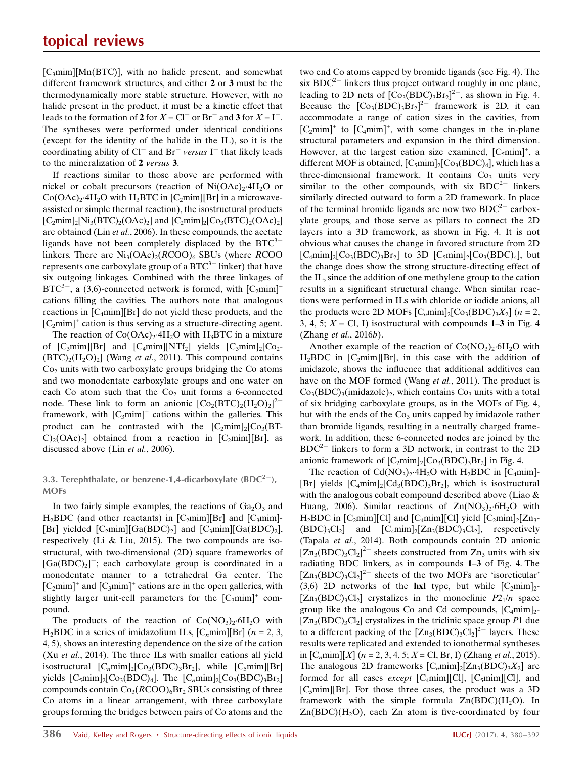$[C_3mim][Mn(BTC)]$, with no halide present, and somewhat different framework structures, and either **2** or **3** must be the thermodynamically more stable structure. However, with no halide present in the product, it must be a kinetic effect that leads to the formation of **2** for $X = Cl^-$ or $Br^-$ and **3** for $X = I^-$. The syntheses were performed under identical conditions (except for the identity of the halide in the IL), so it is the coordinating ability of $Cl^-$ and $Br^-$ *versus* $I^-$ that likely leads to the mineralization of **2** *versus* **3**.

If reactions similar to those above are performed with nickel or cobalt precursors (reaction of $Ni(OAc)_2{\cdot}4H_2O$ or $Co(OAc)_2{\cdot}4H_2O$ with $H_3BTC$ in $[C_2mim][Br]$ in a microwave-assisted or simple thermal reaction), the isostructural products $[C_2mim]_2[Ni_3(BTC)_2(OAc)_2]$ and $[C_2mim]_2[Co_3(BTC)_2(OAc)_2]$ are obtained (Lin *et al.*, 2006). In these compounds, the acetate ligands have not been completely displaced by the $BTC^{3-}$ linkers. There are $Ni_3(OAc)_2(RCOO)_6$ SBUs (where $R$COO represents one carboxylate group of a $BTC^{3-}$ linker) that have six outgoing linkages. Combined with the three linkages of $BTC^{3-}$, a (3,6)-connected network is formed, with $[C_2mim]^+$ cations filling the cavities. The authors note that analogous reactions in $[C_4mim][Br]$ do not yield these products, and the $[C_2mim]^+$ cation is thus serving as a structure-directing agent.

The reaction of $Co(OAc)_2{\cdot}4H_2O$ with $H_3BTC$ in a mixture of $[C_3mim][Br]$ and $[C_4mim][NTf_2]$ yields $[C_3mim]_2[Co_2(BTC)_2(H_2O)_2]$ (Wang *et al.*, 2011). This compound contains $Co_2$ units with two carboxylate groups bridging the Co atoms and two monodentate carboxylate groups and one water on each Co atom such that the $Co_2$ unit forms a 6-connected node. These link to form an anionic $[Co_2(BTC)_2(H_2O)_2]^{2-}$ framework, with $[C_3mim]^+$ cations within the galleries. This product can be contrasted with the $[C_2mim]_2[Co_3(BTC)_2(OAc)_2]$ obtained from a reaction in $[C_2mim][Br]$, as discussed above (Lin *et al.*, 2006).

### 3.3. Terephthalate, or benzene-1,4-dicarboxylate ($BDC^{2-}$), MOFs

In two fairly simple examples, the reactions of $Ga_2O_3$ and $H_2BDC$ (and other reactants) in $[C_2mim][Br]$ and $[C_3mim][Br]$ yielded $[C_2mim][Ga(BDC)_2]$ and $[C_3mim][Ga(BDC)_2]$, respectively (Li & Liu, 2015). The two compounds are isostructural, with two-dimensional (2D) square frameworks of $[Ga(BDC)_2]^-$; each carboxylate group is coordinated in a monodentate manner to a tetrahedral Ga center. The $[C_2mim]^+$ and $[C_3mim]^+$ cations are in the open galleries, with slightly larger unit-cell parameters for the $[C_3mim]^+$ compound.

The products of the reaction of $Co(NO_3)_2{\cdot}6H_2O$ with $H_2BDC$ in a series of imidazolium ILs, $[C_nmim][Br]$ ($n$ = 2, 3, 4, 5), shows an interesting dependence on the size of the cation (Xu *et al.*, 2014). The three ILs with smaller cations all yield isostructural $[C_nmim]_2[Co_3(BDC)_3Br_2]$, while $[C_5mim][Br]$ yields $[C_5mim]_2[Co_3(BDC)_4]$. The $[C_nmim]_2[Co_3(BDC)_3Br_2]$ compounds contain $Co_3(RCOO)_6Br_2$ SBUs consisting of three Co atoms in a linear arrangement, with three carboxylate groups forming the bridges between pairs of Co atoms and the two end Co atoms capped by bromide ligands (see Fig. 4). The six $BDC^{2-}$ linkers thus project outward roughly in one plane, leading to 2D nets of $[Co_3(BDC)_3Br_2]^{2-}$, as shown in Fig. 4. Because the $[Co_3(BDC)_3Br_2]^{2-}$ framework is 2D, it can accommodate a range of cation sizes in the cavities, from $[C_2mim]^+$ to $[C_4mim]^+$, with some changes in the in-plane structural parameters and expansion in the third dimension. However, at the largest cation size examined, $[C_5mim]^+$, a different MOF is obtained, $[C_5mim]_2[Co_3(BDC)_4]$, which has a three-dimensional framework. It contains $Co_3$ units very similar to the other compounds, with six $BDC^{2-}$ linkers similarly directed outward to form a 2D framework. In place of the terminal bromide ligands are now two $BDC^{2-}$ carboxylate groups, and those serve as pillars to connect the 2D layers into a 3D framework, as shown in Fig. 4. It is not obvious what causes the change in favored structure from 2D $[C_4mim]_2[Co_3(BDC)_3Br_2]$ to 3D $[C_5mim]_2[Co_3(BDC)_4]$, but the change does show the strong structure-directing effect of the IL, since the addition of one methylene group to the cation results in a significant structural change. When similar reactions were performed in ILs with chloride or iodide anions, all the products were 2D MOFs $[C_nmim]_2[Co_3(BDC)_3X_2]$ ($n$ = 2, 3, 4, 5; $X$ = Cl, I) isostructural with compounds **1**–**3** in Fig. 4 (Zhang *et al.*, 2016*b*).

Another example of the reaction of $Co(NO_3)_2{\cdot}6H_2O$ with $H_2BDC$ in $[C_2mim][Br]$, in this case with the addition of imidazole, shows the influence that additional additives can have on the MOF formed (Wang *et al.*, 2011). The product is $Co_3(BDC)_3(imidazole)_2$, which contains $Co_3$ units with a total of six bridging carboxylate groups, as in the MOFs of Fig. 4, but with the ends of the $Co_3$ units capped by imidazole rather than bromide ligands, resulting in a neutrally charged framework. In addition, these 6-connected nodes are joined by the $BDC^{2-}$ linkers to form a 3D network, in contrast to the 2D anionic framework of $[C_2mim]_2[Co_3(BDC)_3Br_2]$ in Fig. 4.

The reaction of $Cd(NO_3)_2{\cdot}4H_2O$ with $H_2BDC$ in $[C_4mim][Br]$ yields $[C_4mim]_2[Cd_3(BDC)_3Br_2]$, which is isostructural with the analogous cobalt compound described above (Liao & Huang, 2006). Similar reactions of $Zn(NO_3)_2{\cdot}6H_2O$ with $H_2BDC$ in $[C_2mim][Cl]$ and $[C_4mim][Cl]$ yield $[C_2mim]_2[Zn_3(BDC)_3Cl_2]$ and $[C_4mim]_2[Zn_3(BDC)_3Cl_2]$, respectively (Tapala *et al.*, 2014). Both compounds contain 2D anionic $[Zn_3(BDC)_3Cl_2]^{2-}$ sheets constructed from $Zn_3$ units with six radiating BDC linkers, as in compounds **1**–**3** of Fig. 4. The $[Zn_3(BDC)_3Cl_2]^{2-}$ sheets of the two MOFs are 'isoreticular' (3,6) 2D networks of the **hxl** type, but while $[C_2mim]_2[Zn_3(BDC)_3Cl_2]$ crystalizes in the monoclinic $P2_1/n$ space group like the analogous Co and Cd compounds, $[C_4mim]_2[Zn_3(BDC)_3Cl_2]$ crystalizes in the triclinic space group $P\overline{1}$ due to a different packing of the $[Zn_3(BDC)_3Cl_2]^{2-}$ layers. These results were replicated and extended to ionothermal syntheses in $[C_nmim][X]$ ($n$ = 2, 3, 4, 5; $X$ = Cl, Br, I) (Zhang *et al.*, 2015). The analogous 2D frameworks $[C_nmim]_2[Zn_3(BDC)_3X_2]$ are formed for all cases *except* $[C_4mim][Cl]$, $[C_5mim][Cl]$, and $[C_5mim][Br]$. For those three cases, the product was a 3D framework with the simple formula $Zn(BDC)(H_2O)$. In $Zn(BDC)(H_2O)$, each Zn atom is five-coordinated by four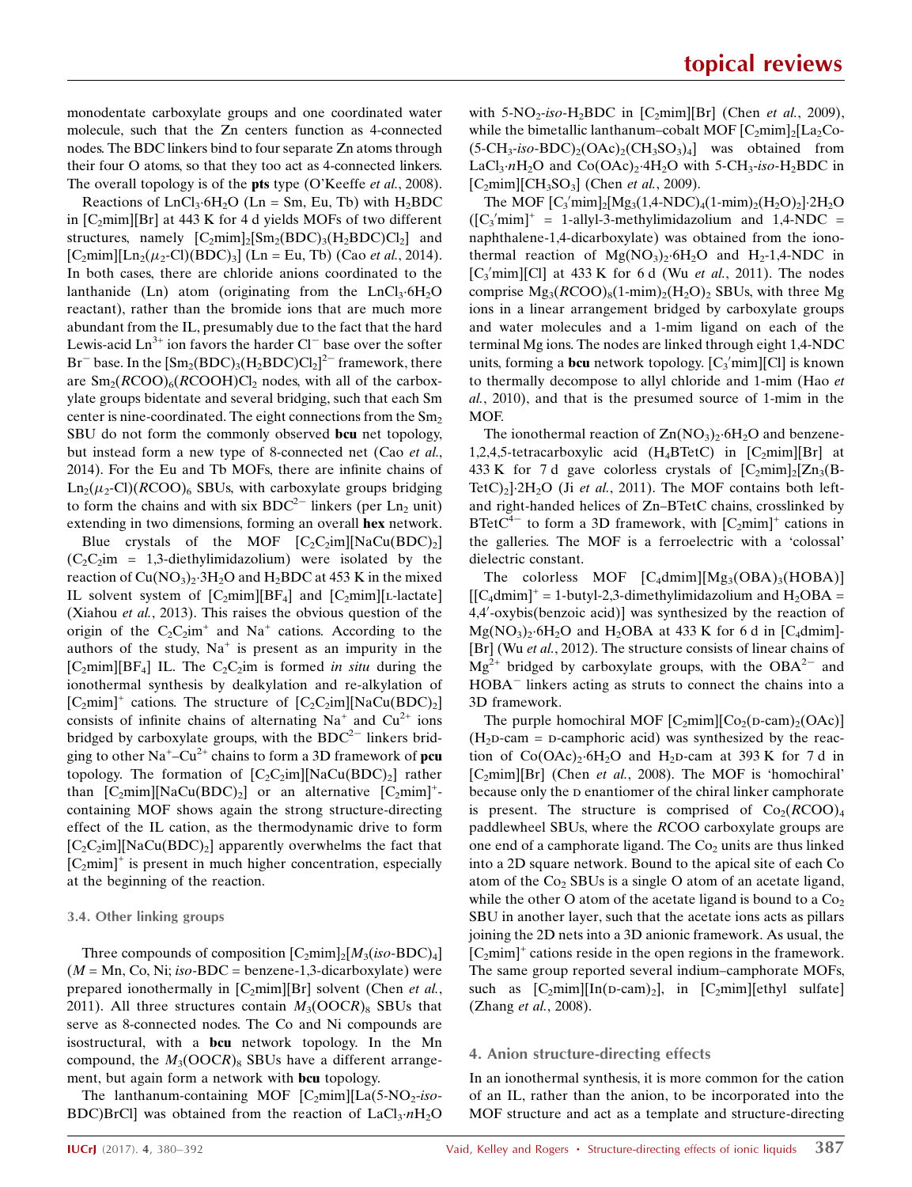monodentate carboxylate groups and one coordinated water molecule, such that the Zn centers function as 4-connected nodes. The BDC linkers bind to four separate Zn atoms through their four O atoms, so that they too act as 4-connected linkers. The overall topology is of the **pts** type (O'Keeffe *et al.*, 2008).

Reactions of $LnCl_3·6H_2O$ (Ln = Sm, Eu, Tb) with $H_2BDC$ in [$C_2$mim][Br] at 443 K for 4 d yields MOFs of two different structures, namely [$C_2$mim]$_2$[$Sm_2(BDC)_3(H_2BDC)Cl_2$] and [$C_2$mim][$Ln_2(\mu_2$-Cl)$(BDC)_3$] (Ln = Eu, Tb) (Cao *et al.*, 2014). In both cases, there are chloride anions coordinated to the lanthanide (Ln) atom (originating from the $LnCl_3·6H_2O$ reactant), rather than the bromide ions that are much more abundant from the IL, presumably due to the fact that the hard Lewis-acid $Ln^{3+}$ ion favors the harder $Cl^-$ base over the softer $Br^-$ base. In the [$Sm_2(BDC)_3(H_2BDC)Cl_2$]$^{2-}$ framework, there are $Sm_2(RCOO)_6(RCOOH)Cl_2$ nodes, with all of the carboxylate groups bidentate and several bridging, such that each Sm center is nine-coordinated. The eight connections from the $Sm_2$ SBU do not form the commonly observed **bcu** net topology, but instead form a new type of 8-connected net (Cao *et al.*, 2014). For the Eu and Tb MOFs, there are infinite chains of $Ln_2(\mu_2$-Cl$)(RCOO)_6$ SBUs, with carboxylate groups bridging to form the chains and with six $BDC^{2-}$ linkers (per $Ln_2$ unit) extending in two dimensions, forming an overall **hex** network.

Blue crystals of the MOF [$C_2C_2$im][$NaCu(BDC)_2$] ($C_2C_2$im = 1,3-diethylimidazolium) were isolated by the reaction of $Cu(NO_3)_2·3H_2O$ and $H_2BDC$ at 453 K in the mixed IL solvent system of [$C_2$mim][$BF_4$] and [$C_2$mim][L-lactate] (Xiahou *et al.*, 2013). This raises the obvious question of the origin of the $C_2C_2$im$^+$ and $Na^+$ cations. According to the authors of the study, $Na^+$ is present as an impurity in the [$C_2$mim][$BF_4$] IL. The $C_2C_2$im is formed *in situ* during the ionothermal synthesis by dealkylation and re-alkylation of [$C_2$mim]$^+$ cations. The structure of [$C_2C_2$im][$NaCu(BDC)_2$] consists of infinite chains of alternating $Na^+$ and $Cu^{2+}$ ions bridged by carboxylate groups, with the $BDC^{2-}$ linkers bridging to other $Na^+$–$Cu^{2+}$ chains to form a 3D framework of **pcu** topology. The formation of [$C_2C_2$im][$NaCu(BDC)_2$] rather than [$C_2$mim][$NaCu(BDC)_2$] or an alternative [$C_2$mim]$^+$-containing MOF shows again the strong structure-directing effect of the IL cation, as the thermodynamic drive to form [$C_2C_2$im][$NaCu(BDC)_2$] apparently overwhelms the fact that [$C_2$mim]$^+$ is present in much higher concentration, especially at the beginning of the reaction.

### 3.4. Other linking groups

Three compounds of composition [$C_2$mim]$_2$[$M_3$(*iso*-BDC)$_4$] (*M* = Mn, Co, Ni; *iso*-BDC = benzene-1,3-dicarboxylate) were prepared ionothermally in [$C_2$mim][Br] solvent (Chen *et al.*, 2011). All three structures contain $M_3(OOCR)_8$ SBUs that serve as 8-connected nodes. The Co and Ni compounds are isostructural, with a **bcu** network topology. In the Mn compound, the $M_3(OOCR)_8$ SBUs have a different arrangement, but again form a network with **bcu** topology.

The lanthanum-containing MOF [$C_2$mim][La(5-$NO_2$-*iso*-BDC)BrCl] was obtained from the reaction of $LaCl_3·nH_2O$ with 5-$NO_2$-*iso*-$H_2$BDC in [$C_2$mim][Br] (Chen *et al.*, 2009), while the bimetallic lanthanum–cobalt MOF [$C_2$mim]$_2$[$La_2$Co(5-$CH_3$-*iso*-BDC)$_2(OAc)_2(CH_3SO_3)_4$] was obtained from $LaCl_3·nH_2O$ and $Co(OAc)_2·4H_2O$ with 5-$CH_3$-*iso*-$H_2$BDC in [$C_2$mim][$CH_3SO_3$] (Chen *et al.*, 2009).

The MOF [$C_3'$mim]$_2$[$Mg_3$(1,4-NDC)$_4$(1-mim)$_2(H_2O)_2$]$·2H_2O$ ([$C_3'$mim]$^+$ = 1-allyl-3-methylimidazolium and 1,4-NDC = naphthalene-1,4-dicarboxylate) was obtained from the ionothermal reaction of $Mg(NO_3)_2·6H_2O$ and $H_2$-1,4-NDC in [$C_3'$mim][Cl] at 433 K for 6 d (Wu *et al.*, 2011). The nodes comprise $Mg_3(RCOO)_8$(1-mim)$_2(H_2O)_2$ SBUs, with three Mg ions in a linear arrangement bridged by carboxylate groups and water molecules and a 1-mim ligand on each of the terminal Mg ions. The nodes are linked through eight 1,4-NDC units, forming a **bcu** network topology. [$C_3'$mim][Cl] is known to thermally decompose to allyl chloride and 1-mim (Hao *et al.*, 2010), and that is the presumed source of 1-mim in the MOF.

The ionothermal reaction of $Zn(NO_3)_2·6H_2O$ and benzene-1,2,4,5-tetracarboxylic acid ($H_4$BTetC) in [$C_2$mim][Br] at 433 K for 7 d gave colorless crystals of [$C_2$mim]$_2$[$Zn_3$(BTetC)$_2$]$·2H_2O$ (Ji *et al.*, 2011). The MOF contains both left- and right-handed helices of Zn–BTetC chains, crosslinked by BTetC$^{4-}$ to form a 3D framework, with [$C_2$mim]$^+$ cations in the galleries. The MOF is a ferroelectric with a 'colossal' dielectric constant.

The colorless MOF [$C_4$dmim][$Mg_3$(OBA)$_3$(HOBA)] [[$C_4$dmim]$^+$ = 1-butyl-2,3-dimethylimidazolium and $H_2$OBA = 4,4′-oxybis(benzoic acid)] was synthesized by the reaction of $Mg(NO_3)_2·6H_2O$ and $H_2$OBA at 433 K for 6 d in [$C_4$dmim][Br] (Wu *et al.*, 2012). The structure consists of linear chains of $Mg^{2+}$ bridged by carboxylate groups, with the OBA$^{2-}$ and HOBA$^-$ linkers acting as struts to connect the chains into a 3D framework.

The purple homochiral MOF [$C_2$mim][$Co_2$(D-cam)$_2$(OAc)] ($H_2$D-cam = D-camphoric acid) was synthesized by the reaction of $Co(OAc)_2·6H_2O$ and $H_2$D-cam at 393 K for 7 d in [$C_2$mim][Br] (Chen *et al.*, 2008). The MOF is 'homochiral' because only the D enantiomer of the chiral linker camphorate is present. The structure is comprised of $Co_2(RCOO)_4$ paddlewheel SBUs, where the *R*COO carboxylate groups are one end of a camphorate ligand. The $Co_2$ units are thus linked into a 2D square network. Bound to the apical site of each Co atom of the $Co_2$ SBUs is a single O atom of an acetate ligand, while the other O atom of the acetate ligand is bound to a $Co_2$ SBU in another layer, such that the acetate ions acts as pillars joining the 2D nets into a 3D anionic framework. As usual, the [$C_2$mim]$^+$ cations reside in the open regions in the framework. The same group reported several indium–camphorate MOFs, such as [$C_2$mim][In(D-cam)$_2$], in [$C_2$mim][ethyl sulfate] (Zhang *et al.*, 2008).

## 4. Anion structure-directing effects

In an ionothermal synthesis, it is more common for the cation of an IL, rather than the anion, to be incorporated into the MOF structure and act as a template and structure-directing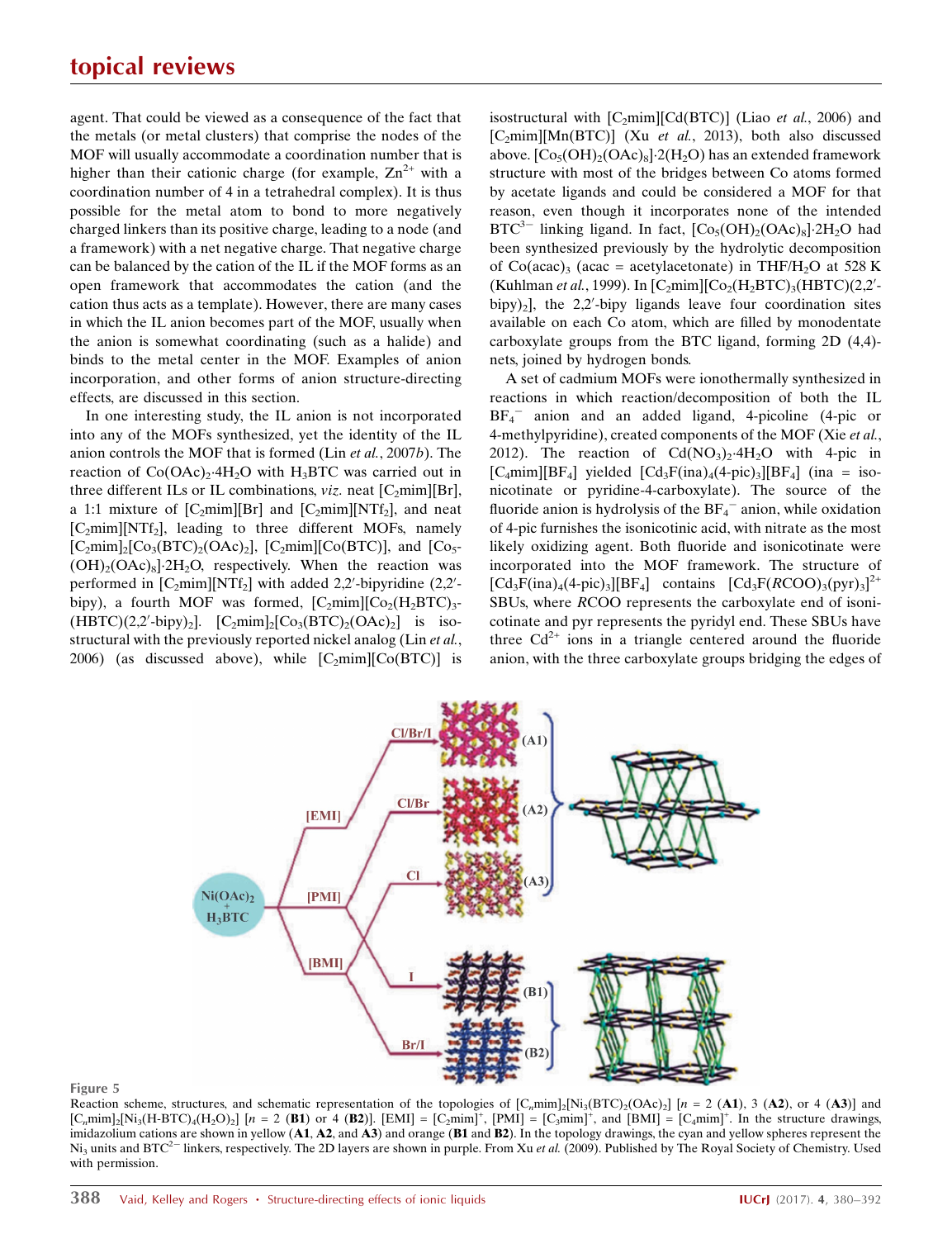agent. That could be viewed as a consequence of the fact that the metals (or metal clusters) that comprise the nodes of the MOF will usually accommodate a coordination number that is higher than their cationic charge (for example, $Zn^{2+}$ with a coordination number of 4 in a tetrahedral complex). It is thus possible for the metal atom to bond to more negatively charged linkers than its positive charge, leading to a node (and a framework) with a net negative charge. That negative charge can be balanced by the cation of the IL if the MOF forms as an open framework that accommodates the cation (and the cation thus acts as a template). However, there are many cases in which the IL anion becomes part of the MOF, usually when the anion is somewhat coordinating (such as a halide) and binds to the metal center in the MOF. Examples of anion incorporation, and other forms of anion structure-directing effects, are discussed in this section.

In one interesting study, the IL anion is not incorporated into any of the MOFs synthesized, yet the identity of the IL anion controls the MOF that is formed (Lin *et al.*, 2007*b*). The reaction of $Co(OAc)_2{\cdot}4H_2O$ with $H_3BTC$ was carried out in three different ILs or IL combinations, *viz*. neat [$C_2$mim][Br], a 1:1 mixture of [$C_2$mim][Br] and [$C_2$mim][$NTf_2$], and neat [$C_2$mim][$NTf_2$], leading to three different MOFs, namely [$C_2$mim]$_2$[$Co_3(BTC)_2(OAc)_2$], [$C_2$mim][Co(BTC)], and [$Co_5(OH)_2(OAc)_8$]$\cdot 2H_2O$, respectively. When the reaction was performed in [$C_2$mim][$NTf_2$] with added 2,2′-bipyridine (2,2′-bipy), a fourth MOF was formed, [$C_2$mim][$Co_2(H_2BTC)_3$(HBTC)(2,2′-bipy)$_2$]. [$C_2$mim]$_2$[$Co_3(BTC)_2(OAc)_2$] is isostructural with the previously reported nickel analog (Lin *et al.*, 2006) (as discussed above), while [$C_2$mim][Co(BTC)] is isostructural with [$C_2$mim][Cd(BTC)] (Liao *et al.*, 2006) and [$C_2$mim][Mn(BTC)] (Xu *et al.*, 2013), both also discussed above. [$Co_5(OH)_2(OAc)_8$]$\cdot 2(H_2O)$ has an extended framework structure with most of the bridges between Co atoms formed by acetate ligands and could be considered a MOF for that reason, even though it incorporates none of the intended $BTC^{3-}$ linking ligand. In fact, [$Co_5(OH)_2(OAc)_8$]$\cdot 2H_2O$ had been synthesized previously by the hydrolytic decomposition of Co(acac)$_3$ (acac = acetylacetonate) in THF/$H_2O$ at 528 K (Kuhlman *et al.*, 1999). In [$C_2$mim][$Co_2(H_2BTC)_3$(HBTC)(2,2′-bipy)$_2$], the 2,2′-bipy ligands leave four coordination sites available on each Co atom, which are filled by monodentate carboxylate groups from the BTC ligand, forming 2D (4,4)-nets, joined by hydrogen bonds.

A set of cadmium MOFs were ionothermally synthesized in reactions in which reaction/decomposition of both the IL $BF_4^-$ anion and an added ligand, 4-picoline (4-pic or 4-methylpyridine), created components of the MOF (Xie *et al.*, 2012). The reaction of $Cd(NO_3)_2{\cdot}4H_2O$ with 4-pic in [$C_4$mim][$BF_4$] yielded [$Cd_3$F(ina)$_4$(4-pic)$_3$][$BF_4$] (ina = isonicotinate or pyridine-4-carboxylate). The source of the fluoride anion is hydrolysis of the $BF_4^-$ anion, while oxidation of 4-pic furnishes the isonicotinic acid, with nitrate as the most likely oxidizing agent. Both fluoride and isonicotinate were incorporated into the MOF framework. The structure of [$Cd_3$F(ina)$_4$(4-pic)$_3$][$BF_4$] contains [$Cd_3$F($R$COO)$_3$(pyr)$_3$]$^{2+}$ SBUs, where $R$COO represents the carboxylate end of isonicotinate and pyr represents the pyridyl end. These SBUs have three $Cd^{2+}$ ions in a triangle centered around the fluoride anion, with the three carboxylate groups bridging the edges of

**Figure 5**

Reaction scheme, structures, and schematic representation of the topologies of [$C_n$mim]$_2$[$Ni_3(BTC)_2(OAc)_2$] [$n$ = 2 (**A1**), 3 (**A2**), or 4 (**A3**)] and [$C_n$mim]$_2$[$Ni_3$(H-BTC)$_4$($H_2O$)$_2$] [$n$ = 2 (**B1**) or 4 (**B2**)]. [EMI] = [$C_2$mim]$^+$, [PMI] = [$C_3$mim]$^+$, and [BMI] = [$C_4$mim]$^+$. In the structure drawings, imidazolium cations are shown in yellow (**A1**, **A2**, and **A3**) and orange (**B1** and **B2**). In the topology drawings, the cyan and yellow spheres represent the $Ni_3$ units and $BTC^{2-}$ linkers, respectively. The 2D layers are shown in purple. From Xu *et al.* (2009). Published by The Royal Society of Chemistry. Used with permission.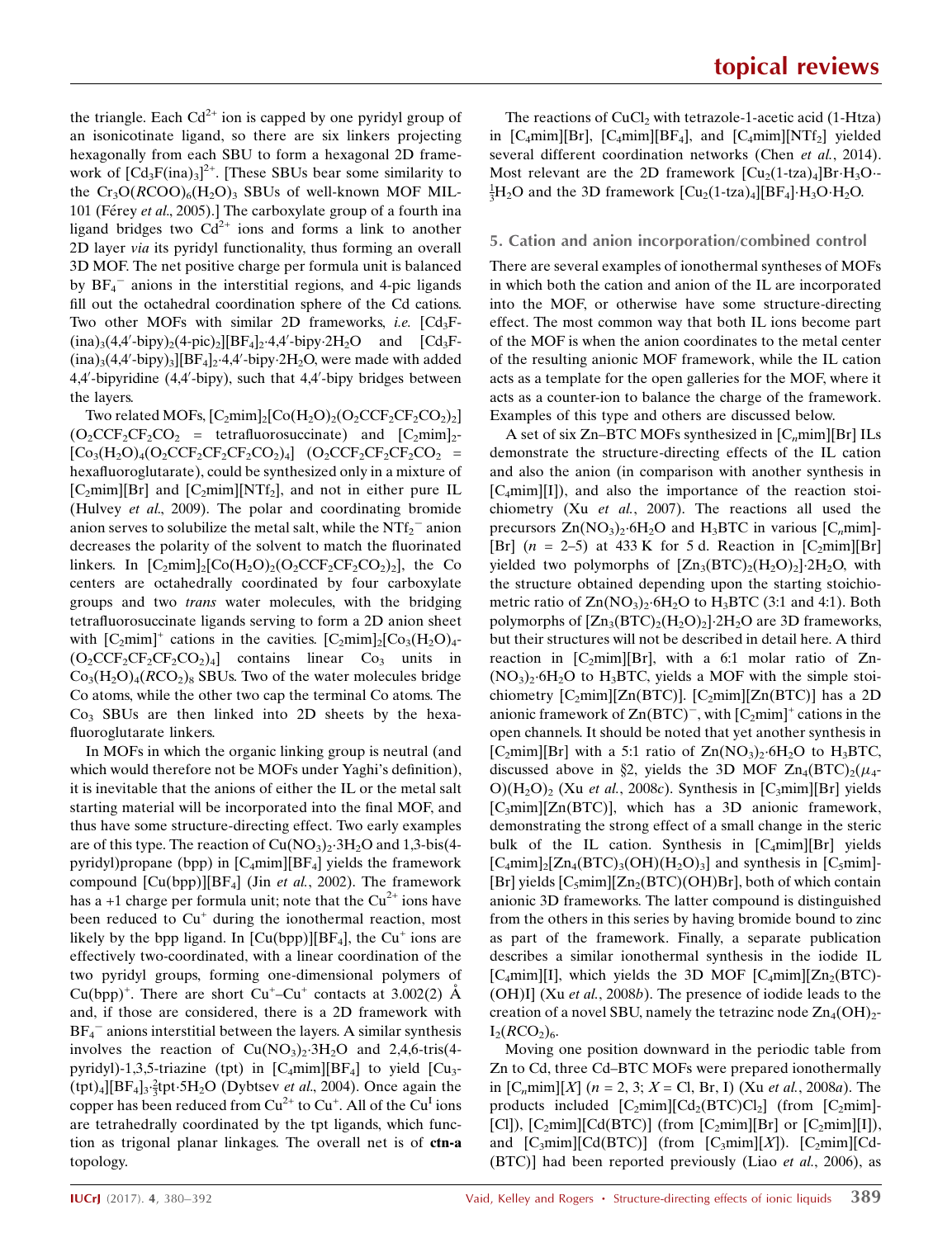the triangle. Each $Cd^{2+}$ ion is capped by one pyridyl group of an isonicotinate ligand, so there are six linkers projecting hexagonally from each SBU to form a hexagonal 2D framework of $[Cd_3F(ina)_3]^{2+}$. [These SBUs bear some similarity to the $Cr_3O(RCOO)_6(H_2O)_3$ SBUs of well-known MOF MIL-101 (Férey *et al.*, 2005).] The carboxylate group of a fourth ina ligand bridges two $Cd^{2+}$ ions and forms a link to another 2D layer *via* its pyridyl functionality, thus forming an overall 3D MOF. The net positive charge per formula unit is balanced by $BF_4^-$ anions in the interstitial regions, and 4-pic ligands fill out the octahedral coordination sphere of the Cd cations. Two other MOFs with similar 2D frameworks, *i.e.* $[Cd_3F(ina)_3(4,4'\text{-bipy})_2(4\text{-pic})_2][BF_4]_2\cdot4,4'\text{-bipy}\cdot2H_2O$ and $[Cd_3F(ina)_3(4,4'\text{-bipy})_3][BF_4]_2\cdot4,4'\text{-bipy}\cdot2H_2O$, were made with added 4,4′-bipyridine (4,4′-bipy), such that 4,4′-bipy bridges between the layers.

Two related MOFs, $[C_2mim]_2[Co(H_2O)_2(O_2CCF_2CF_2CO_2)_2]$ ($O_2CCF_2CF_2CO_2$ = tetrafluorosuccinate) and $[C_2mim]_2[Co_3(H_2O)_4(O_2CCF_2CF_2CF_2CO_2)_4]$ ($O_2CCF_2CF_2CF_2CO_2$ = hexafluoroglutarate), could be synthesized only in a mixture of $[C_2mim][Br]$ and $[C_2mim][NTf_2]$, and not in either pure IL (Hulvey *et al.*, 2009). The polar and coordinating bromide anion serves to solubilize the metal salt, while the $NTf_2^-$ anion decreases the polarity of the solvent to match the fluorinated linkers. In $[C_2mim]_2[Co(H_2O)_2(O_2CCF_2CF_2CO_2)_2]$, the Co centers are octahedrally coordinated by four carboxylate groups and two *trans* water molecules, with the bridging tetrafluorosuccinate ligands serving to form a 2D anion sheet with $[C_2mim]^+$ cations in the cavities. $[C_2mim]_2[Co_3(H_2O)_4(O_2CCF_2CF_2CF_2CO_2)_4]$ contains linear $Co_3$ units in $Co_3(H_2O)_4(RCO_2)_8$ SBUs. Two of the water molecules bridge Co atoms, while the other two cap the terminal Co atoms. The $Co_3$ SBUs are then linked into 2D sheets by the hexafluoroglutarate linkers.

In MOFs in which the organic linking group is neutral (and which would therefore not be MOFs under Yaghi's definition), it is inevitable that the anions of either the IL or the metal salt starting material will be incorporated into the final MOF, and thus have some structure-directing effect. Two early examples are of this type. The reaction of $Cu(NO_3)_2\cdot3H_2O$ and 1,3-bis(4-pyridyl)propane (bpp) in $[C_4mim][BF_4]$ yields the framework compound $[Cu(bpp)][BF_4]$ (Jin *et al.*, 2002). The framework has a +1 charge per formula unit; note that the $Cu^{2+}$ ions have been reduced to $Cu^+$ during the ionothermal reaction, most likely by the bpp ligand. In $[Cu(bpp)][BF_4]$, the $Cu^+$ ions are effectively two-coordinated, with a linear coordination of the two pyridyl groups, forming one-dimensional polymers of $Cu(bpp)^+$. There are short $Cu^+$–$Cu^+$ contacts at 3.002(2) Å and, if those are considered, there is a 2D framework with $BF_4^-$ anions interstitial between the layers. A similar synthesis involves the reaction of $Cu(NO_3)_2\cdot3H_2O$ and 2,4,6-tris(4-pyridyl)-1,3,5-triazine (tpt) in $[C_4mim][BF_4]$ to yield $[Cu_3(tpt)_4][BF_4]_3\cdot\frac{2}{3}tpt\cdot5H_2O$ (Dybtsev *et al.*, 2004). Once again the copper has been reduced from $Cu^{2+}$ to $Cu^+$. All of the $Cu^I$ ions are tetrahedrally coordinated by the tpt ligands, which function as trigonal planar linkages. The overall net is of **ctn-a** topology.

The reactions of $CuCl_2$ with tetrazole-1-acetic acid (1-Htza) in $[C_4mim][Br]$, $[C_4mim][BF_4]$, and $[C_4mim][NTf_2]$ yielded several different coordination networks (Chen *et al.*, 2014). Most relevant are the 2D framework $[Cu_2(1\text{-tza})_4]Br\cdot H_3O\cdot\frac{1}{3}H_2O$ and the 3D framework $[Cu_2(1\text{-tza})_4][BF_4]\cdot H_3O\cdot H_2O$.

## 5. Cation and anion incorporation/combined control

There are several examples of ionothermal syntheses of MOFs in which both the cation and anion of the IL are incorporated into the MOF, or otherwise have some structure-directing effect. The most common way that both IL ions become part of the MOF is when the anion coordinates to the metal center of the resulting anionic MOF framework, while the IL cation acts as a template for the open galleries for the MOF, where it acts as a counter-ion to balance the charge of the framework. Examples of this type and others are discussed below.

A set of six Zn–BTC MOFs synthesized in $[C_nmim][Br]$ ILs demonstrate the structure-directing effects of the IL cation and also the anion (in comparison with another synthesis in $[C_4mim][I]$), and also the importance of the reaction stoichiometry (Xu *et al.*, 2007). The reactions all used the precursors $Zn(NO_3)_2\cdot6H_2O$ and $H_3BTC$ in various $[C_nmim][Br]$ ($n$ = 2–5) at 433 K for 5 d. Reaction in $[C_2mim][Br]$ yielded two polymorphs of $[Zn_3(BTC)_2(H_2O)_2]\cdot2H_2O$, with the structure obtained depending upon the starting stoichiometric ratio of $Zn(NO_3)_2\cdot6H_2O$ to $H_3BTC$ (3:1 and 4:1). Both polymorphs of $[Zn_3(BTC)_2(H_2O)_2]\cdot2H_2O$ are 3D frameworks, but their structures will not be described in detail here. A third reaction in $[C_2mim][Br]$, with a 6:1 molar ratio of $Zn(NO_3)_2\cdot6H_2O$ to $H_3BTC$, yields a MOF with the simple stoichiometry $[C_2mim][Zn(BTC)]$. $[C_2mim][Zn(BTC)]$ has a 2D anionic framework of $Zn(BTC)^-$, with $[C_2mim]^+$ cations in the open channels. It should be noted that yet another synthesis in $[C_2mim][Br]$ with a 5:1 ratio of $Zn(NO_3)_2\cdot6H_2O$ to $H_3BTC$, discussed above in §2, yields the 3D MOF $Zn_4(BTC)_2(\mu_4\text{-}O)(H_2O)_2$ (Xu *et al.*, 2008*c*). Synthesis in $[C_3mim][Br]$ yields $[C_3mim][Zn(BTC)]$, which has a 3D anionic framework, demonstrating the strong effect of a small change in the steric bulk of the IL cation. Synthesis in $[C_4mim][Br]$ yields $[C_4mim]_2[Zn_4(BTC)_3(OH)(H_2O)_3]$ and synthesis in $[C_5mim][Br]$ yields $[C_5mim][Zn_2(BTC)(OH)Br]$, both of which contain anionic 3D frameworks. The latter compound is distinguished from the others in this series by having bromide bound to zinc as part of the framework. Finally, a separate publication describes a similar ionothermal synthesis in the iodide IL $[C_4mim][I]$, which yields the 3D MOF $[C_4mim][Zn_2(BTC)(OH)I]$ (Xu *et al.*, 2008*b*). The presence of iodide leads to the creation of a novel SBU, namely the tetrazinc node $Zn_4(OH)_2I_2(RCO_2)_6$.

Moving one position downward in the periodic table from Zn to Cd, three Cd–BTC MOFs were prepared ionothermally in $[C_nmim][X]$ ($n$ = 2, 3; $X$ = Cl, Br, I) (Xu *et al.*, 2008*a*). The products included $[C_2mim][Cd_2(BTC)Cl_2]$ (from $[C_2mim][Cl]$), $[C_2mim][Cd(BTC)]$ (from $[C_2mim][Br]$ or $[C_2mim][I]$), and $[C_3mim][Cd(BTC)]$ (from $[C_3mim][X]$). $[C_2mim][Cd(BTC)]$ had been reported previously (Liao *et al.*, 2006), as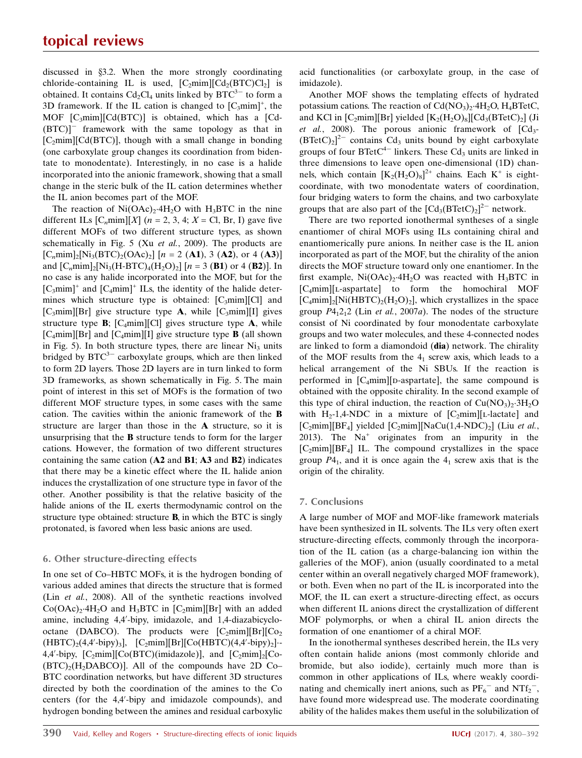discussed in §3.2. When the more strongly coordinating chloride-containing IL is used, $[C_2mim][Cd_2(BTC)Cl_2]$ is obtained. It contains $Cd_2Cl_4$ units linked by $BTC^{3-}$ to form a 3D framework. If the IL cation is changed to $[C_3mim]^+$, the MOF $[C_3mim][Cd(BTC)]$ is obtained, which has a $[Cd(BTC)]^-$ framework with the same topology as that in $[C_2mim][Cd(BTC)]$, though with a small change in bonding (one carboxylate group changes its coordination from bidentate to monodentate). Interestingly, in no case is a halide incorporated into the anionic framework, showing that a small change in the steric bulk of the IL cation determines whether the IL anion becomes part of the MOF.

The reaction of $Ni(OAc)_2{\cdot}4H_2O$ with $H_3BTC$ in the nine different ILs $[C_nmim][X]$ ($n$ = 2, 3, 4; $X$ = Cl, Br, I) gave five different MOFs of two different structure types, as shown schematically in Fig. 5 (Xu *et al.*, 2009). The products are $[C_nmim]_2[Ni_3(BTC)_2(OAc)_2]$ [$n$ = 2 (**A1**), 3 (**A2**), or 4 (**A3**)] and $[C_nmim]_2[Ni_3(H\text{-}BTC)_4(H_2O)_2]$ [$n$ = 3 (**B1**) or 4 (**B2**)]. In no case is any halide incorporated into the MOF, but for the $[C_3mim]^+$ and $[C_4mim]^+$ ILs, the identity of the halide determines which structure type is obtained: $[C_3mim][Cl]$ and $[C_3mim][Br]$ give structure type **A**, while $[C_3mim][I]$ gives structure type **B**; $[C_4mim][Cl]$ gives structure type **A**, while $[C_4mim][Br]$ and $[C_4mim][I]$ give structure type **B** (all shown in Fig. 5). In both structure types, there are linear $Ni_3$ units bridged by $BTC^{3-}$ carboxylate groups, which are then linked to form 2D layers. Those 2D layers are in turn linked to form 3D frameworks, as shown schematically in Fig. 5. The main point of interest in this set of MOFs is the formation of two different MOF structure types, in some cases with the same cation. The cavities within the anionic framework of the **B** structure are larger than those in the **A** structure, so it is unsurprising that the **B** structure tends to form for the larger cations. However, the formation of two different structures containing the same cation (**A2** and **B1**; **A3** and **B2**) indicates that there may be a kinetic effect where the IL halide anion induces the crystallization of one structure type in favor of the other. Another possibility is that the relative basicity of the halide anions of the IL exerts thermodynamic control on the structure type obtained: structure **B**, in which the BTC is singly protonated, is favored when less basic anions are used.

## 6. Other structure-directing effects

In one set of Co–HBTC MOFs, it is the hydrogen bonding of various added amines that directs the structure that is formed (Lin *et al.*, 2008). All of the synthetic reactions involved $Co(OAc)_2{\cdot}4H_2O$ and $H_3BTC$ in $[C_2mim][Br]$ with an added amine, including 4,4′-bipy, imidazole, and 1,4-diazabicyclooctane (DABCO). The products were $[C_2mim][Br][Co_2(HBTC)_2(4,4'\text{-bipy})_3]$, $[C_2mim][Br][Co(HBTC)(4,4'\text{-bipy})_2]{\cdot}$4,4′-bipy, $[C_2mim][Co(BTC)(imidazole)]$, and $[C_2mim]_2[Co(BTC)_2(H_2DABCO)]$. All of the compounds have 2D Co–BTC coordination networks, but have different 3D structures directed by both the coordination of the amines to the Co centers (for the 4,4′-bipy and imidazole compounds), and hydrogen bonding between the amines and residual carboxylic acid functionalities (or carboxylate group, in the case of imidazole).

Another MOF shows the templating effects of hydrated potassium cations. The reaction of $Cd(NO_3)_2{\cdot}4H_2O$, $H_4BTetC$, and KCl in $[C_2mim][Br]$ yielded $[K_2(H_2O)_8][Cd_3(BTetC)_2]$ (Ji *et al.*, 2008). The porous anionic framework of $[Cd_3(BTetC)_2]^{2-}$ contains $Cd_3$ units bound by eight carboxylate groups of four $BTetC^{4-}$ linkers. These $Cd_3$ units are linked in three dimensions to leave open one-dimensional (1D) channels, which contain $[K_2(H_2O)_8]^{2+}$ chains. Each $K^+$ is eight-coordinate, with two monodentate waters of coordination, four bridging waters to form the chains, and two carboxylate groups that are also part of the $[Cd_3(BTetC)_2]^{2-}$ network.

There are two reported ionothermal syntheses of a single enantiomer of chiral MOFs using ILs containing chiral and enantiomerically pure anions. In neither case is the IL anion incorporated as part of the MOF, but the chirality of the anion directs the MOF structure toward only one enantiomer. In the first example, $Ni(OAc)_2{\cdot}4H_2O$ was reacted with $H_3BTC$ in $[C_4mim]$[L-aspartate] to form the homochiral MOF $[C_4mim]_2[Ni(HBTC)_2(H_2O)_2]$, which crystallizes in the space group $P4_12_12$ (Lin *et al.*, 2007*a*). The nodes of the structure consist of Ni coordinated by four monodentate carboxylate groups and two water molecules, and these 4-connected nodes are linked to form a diamondoid (**dia**) network. The chirality of the MOF results from the $4_1$ screw axis, which leads to a helical arrangement of the Ni SBUs. If the reaction is performed in $[C_4mim]$[D-aspartate], the same compound is obtained with the opposite chirality. In the second example of this type of chiral induction, the reaction of $Cu(NO_3)_2{\cdot}3H_2O$ with $H_2$-1,4-NDC in a mixture of $[C_2mim]$[L-lactate] and $[C_2mim][BF_4]$ yielded $[C_2mim][NaCu(1,4\text{-NDC})_2]$ (Liu *et al.*, 2013). The $Na^+$ originates from an impurity in the $[C_2mim][BF_4]$ IL. The compound crystallizes in the space group $P4_1$, and it is once again the $4_1$ screw axis that is the origin of the chirality.

## 7. Conclusions

A large number of MOF and MOF-like framework materials have been synthesized in IL solvents. The ILs very often exert structure-directing effects, commonly through the incorporation of the IL cation (as a charge-balancing ion within the galleries of the MOF), anion (usually coordinated to a metal center within an overall negatively charged MOF framework), or both. Even when no part of the IL is incorporated into the MOF, the IL can exert a structure-directing effect, as occurs when different IL anions direct the crystallization of different MOF polymorphs, or when a chiral IL anion directs the formation of one enantiomer of a chiral MOF.

In the ionothermal syntheses described herein, the ILs very often contain halide anions (most commonly chloride and bromide, but also iodide), certainly much more than is common in other applications of ILs, where weakly coordinating and chemically inert anions, such as $PF_6^-$ and $NTf_2^-$, have found more widespread use. The moderate coordinating ability of the halides makes them useful in the solubilization of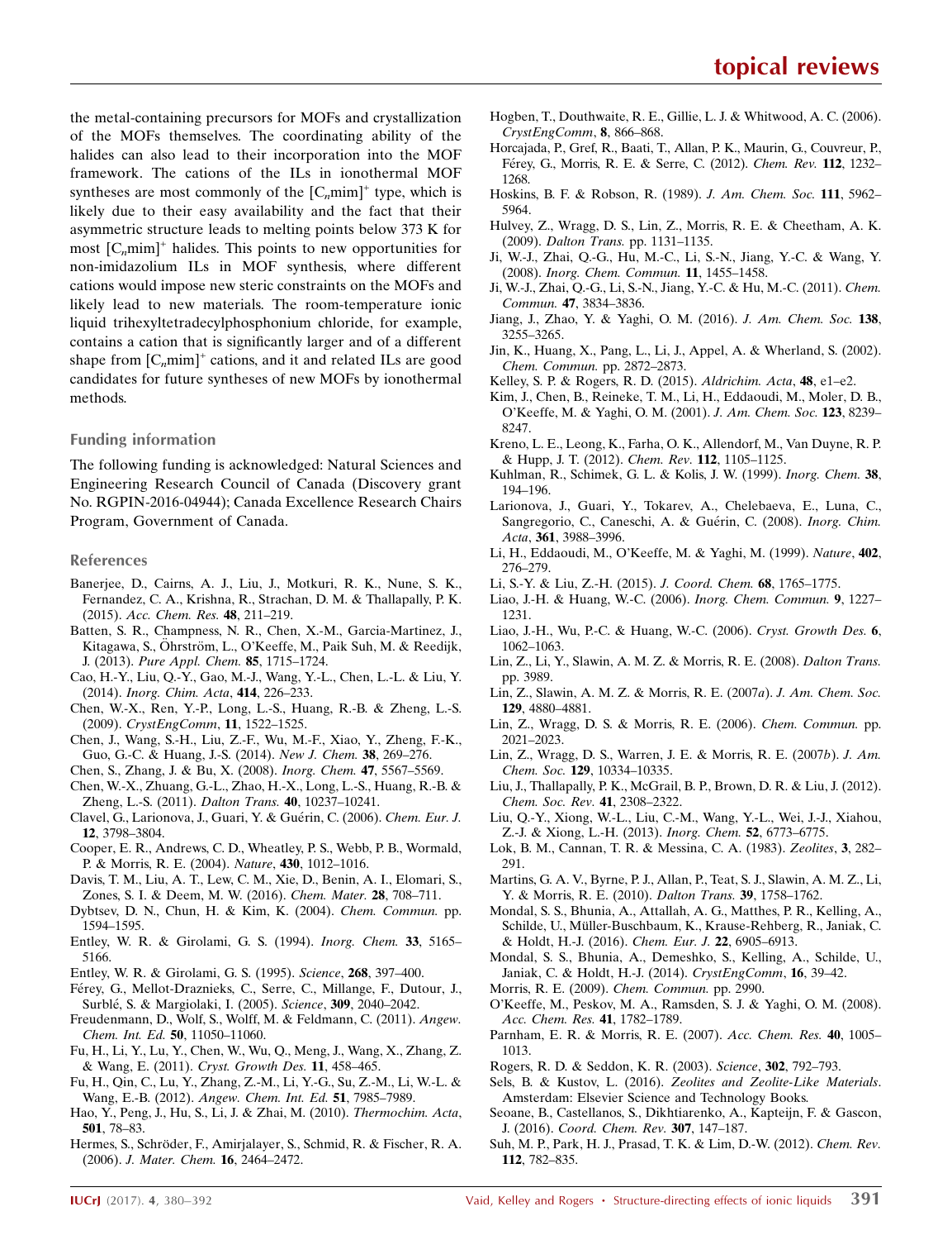the metal-containing precursors for MOFs and crystallization of the MOFs themselves. The coordinating ability of the halides can also lead to their incorporation into the MOF framework. The cations of the ILs in ionothermal MOF syntheses are most commonly of the $[C_n\text{mim}]^+$ type, which is likely due to their easy availability and the fact that their asymmetric structure leads to melting points below 373 K for most $[C_n\text{mim}]^+$ halides. This points to new opportunities for non-imidazolium ILs in MOF synthesis, where different cations would impose new steric constraints on the MOFs and likely lead to new materials. The room-temperature ionic liquid trihexyltetradecylphosphonium chloride, for example, contains a cation that is significantly larger and of a different shape from $[C_n\text{mim}]^+$ cations, and it and related ILs are good candidates for future syntheses of new MOFs by ionothermal methods.

## Funding information

The following funding is acknowledged: Natural Sciences and Engineering Research Council of Canada (Discovery grant No. RGPIN-2016-04944); Canada Excellence Research Chairs Program, Government of Canada.

## References

Banerjee, D., Cairns, A. J., Liu, J., Motkuri, R. K., Nune, S. K., Fernandez, C. A., Krishna, R., Strachan, D. M. & Thallapally, P. K. (2015). *Acc. Chem. Res.* **48**, 211–219.

Batten, S. R., Champness, N. R., Chen, X.-M., Garcia-Martinez, J., Kitagawa, S., Öhrström, L., O'Keeffe, M., Paik Suh, M. & Reedijk, J. (2013). *Pure Appl. Chem.* **85**, 1715–1724.

Cao, H.-Y., Liu, Q.-Y., Gao, M.-J., Wang, Y.-L., Chen, L.-L. & Liu, Y. (2014). *Inorg. Chim. Acta*, **414**, 226–233.

Chen, W.-X., Ren, Y.-P., Long, L.-S., Huang, R.-B. & Zheng, L.-S. (2009). *CrystEngComm*, **11**, 1522–1525.

Chen, J., Wang, S.-H., Liu, Z.-F., Wu, M.-F., Xiao, Y., Zheng, F.-K., Guo, G.-C. & Huang, J.-S. (2014). *New J. Chem.* **38**, 269–276.

Chen, S., Zhang, J. & Bu, X. (2008). *Inorg. Chem.* **47**, 5567–5569.

Chen, W.-X., Zhuang, G.-L., Zhao, H.-X., Long, L.-S., Huang, R.-B. & Zheng, L.-S. (2011). *Dalton Trans.* **40**, 10237–10241.

Clavel, G., Larionova, J., Guari, Y. & Guérin, C. (2006). *Chem. Eur. J.* **12**, 3798–3804.

Cooper, E. R., Andrews, C. D., Wheatley, P. S., Webb, P. B., Wormald, P. & Morris, R. E. (2004). *Nature*, **430**, 1012–1016.

Davis, T. M., Liu, A. T., Lew, C. M., Xie, D., Benin, A. I., Elomari, S., Zones, S. I. & Deem, M. W. (2016). *Chem. Mater.* **28**, 708–711.

Dybtsev, D. N., Chun, H. & Kim, K. (2004). *Chem. Commun.* pp. 1594–1595.

Entley, W. R. & Girolami, G. S. (1994). *Inorg. Chem.* **33**, 5165–5166.

Entley, W. R. & Girolami, G. S. (1995). *Science*, **268**, 397–400.

Férey, G., Mellot-Draznieks, C., Serre, C., Millange, F., Dutour, J., Surblé, S. & Margiolaki, I. (2005). *Science*, **309**, 2040–2042.

Freudenmann, D., Wolf, S., Wolff, M. & Feldmann, C. (2011). *Angew. Chem. Int. Ed.* **50**, 11050–11060.

Fu, H., Li, Y., Lu, Y., Chen, W., Wu, Q., Meng, J., Wang, X., Zhang, Z. & Wang, E. (2011). *Cryst. Growth Des.* **11**, 458–465.

Fu, H., Qin, C., Lu, Y., Zhang, Z.-M., Li, Y.-G., Su, Z.-M., Li, W.-L. & Wang, E.-B. (2012). *Angew. Chem. Int. Ed.* **51**, 7985–7989.

Hao, Y., Peng, J., Hu, S., Li, J. & Zhai, M. (2010). *Thermochim. Acta*, **501**, 78–83.

Hermes, S., Schröder, F., Amirjalayer, S., Schmid, R. & Fischer, R. A. (2006). *J. Mater. Chem.* **16**, 2464–2472.

Hogben, T., Douthwaite, R. E., Gillie, L. J. & Whitwood, A. C. (2006). *CrystEngComm*, **8**, 866–868.

Horcajada, P., Gref, R., Baati, T., Allan, P. K., Maurin, G., Couvreur, P., Férey, G., Morris, R. E. & Serre, C. (2012). *Chem. Rev.* **112**, 1232–1268.

Hoskins, B. F. & Robson, R. (1989). *J. Am. Chem. Soc.* **111**, 5962–5964.

Hulvey, Z., Wragg, D. S., Lin, Z., Morris, R. E. & Cheetham, A. K. (2009). *Dalton Trans.* pp. 1131–1135.

Ji, W.-J., Zhai, Q.-G., Hu, M.-C., Li, S.-N., Jiang, Y.-C. & Wang, Y. (2008). *Inorg. Chem. Commun.* **11**, 1455–1458.

Ji, W.-J., Zhai, Q.-G., Li, S.-N., Jiang, Y.-C. & Hu, M.-C. (2011). *Chem. Commun.* **47**, 3834–3836.

Jiang, J., Zhao, Y. & Yaghi, O. M. (2016). *J. Am. Chem. Soc.* **138**, 3255–3265.

Jin, K., Huang, X., Pang, L., Li, J., Appel, A. & Wherland, S. (2002). *Chem. Commun.* pp. 2872–2873.

Kelley, S. P. & Rogers, R. D. (2015). *Aldrichim. Acta*, **48**, e1–e2.

Kim, J., Chen, B., Reineke, T. M., Li, H., Eddaoudi, M., Moler, D. B., O'Keeffe, M. & Yaghi, O. M. (2001). *J. Am. Chem. Soc.* **123**, 8239–8247.

Kreno, L. E., Leong, K., Farha, O. K., Allendorf, M., Van Duyne, R. P. & Hupp, J. T. (2012). *Chem. Rev.* **112**, 1105–1125.

Kuhlman, R., Schimek, G. L. & Kolis, J. W. (1999). *Inorg. Chem.* **38**, 194–196.

Larionova, J., Guari, Y., Tokarev, A., Chelebaeva, E., Luna, C., Sangregorio, C., Caneschi, A. & Guérin, C. (2008). *Inorg. Chim. Acta*, **361**, 3988–3996.

Li, H., Eddaoudi, M., O'Keeffe, M. & Yaghi, M. (1999). *Nature*, **402**, 276–279.

Li, S.-Y. & Liu, Z.-H. (2015). *J. Coord. Chem.* **68**, 1765–1775.

Liao, J.-H. & Huang, W.-C. (2006). *Inorg. Chem. Commun.* **9**, 1227–1231.

Liao, J.-H., Wu, P.-C. & Huang, W.-C. (2006). *Cryst. Growth Des.* **6**, 1062–1063.

Lin, Z., Li, Y., Slawin, A. M. Z. & Morris, R. E. (2008). *Dalton Trans.* pp. 3989.

Lin, Z., Slawin, A. M. Z. & Morris, R. E. (2007*a*). *J. Am. Chem. Soc.* **129**, 4880–4881.

Lin, Z., Wragg, D. S. & Morris, R. E. (2006). *Chem. Commun.* pp. 2021–2023.

Lin, Z., Wragg, D. S., Warren, J. E. & Morris, R. E. (2007*b*). *J. Am. Chem. Soc.* **129**, 10334–10335.

Liu, J., Thallapally, P. K., McGrail, B. P., Brown, D. R. & Liu, J. (2012). *Chem. Soc. Rev.* **41**, 2308–2322.

Liu, Q.-Y., Xiong, W.-L., Liu, C.-M., Wang, Y.-L., Wei, J.-J., Xiahou, Z.-J. & Xiong, L.-H. (2013). *Inorg. Chem.* **52**, 6773–6775.

Lok, B. M., Cannan, T. R. & Messina, C. A. (1983). *Zeolites*, **3**, 282–291.

Martins, G. A. V., Byrne, P. J., Allan, P., Teat, S. J., Slawin, A. M. Z., Li, Y. & Morris, R. E. (2010). *Dalton Trans.* **39**, 1758–1762.

Mondal, S. S., Bhunia, A., Attallah, A. G., Matthes, P. R., Kelling, A., Schilde, U., Müller-Buschbaum, K., Krause-Rehberg, R., Janiak, C. & Holdt, H.-J. (2016). *Chem. Eur. J.* **22**, 6905–6913.

Mondal, S. S., Bhunia, A., Demeshko, S., Kelling, A., Schilde, U., Janiak, C. & Holdt, H.-J. (2014). *CrystEngComm*, **16**, 39–42.

Morris, R. E. (2009). *Chem. Commun.* pp. 2990.

O'Keeffe, M., Peskov, M. A., Ramsden, S. J. & Yaghi, O. M. (2008). *Acc. Chem. Res.* **41**, 1782–1789.

Parnham, E. R. & Morris, R. E. (2007). *Acc. Chem. Res.* **40**, 1005–1013.

Rogers, R. D. & Seddon, K. R. (2003). *Science*, **302**, 792–793.

Sels, B. & Kustov, L. (2016). *Zeolites and Zeolite-Like Materials*. Amsterdam: Elsevier Science and Technology Books.

Seoane, B., Castellanos, S., Dikhtiarenko, A., Kapteijn, F. & Gascon, J. (2016). *Coord. Chem. Rev.* **307**, 147–187.

Suh, M. P., Park, H. J., Prasad, T. K. & Lim, D.-W. (2012). *Chem. Rev.* **112**, 782–835.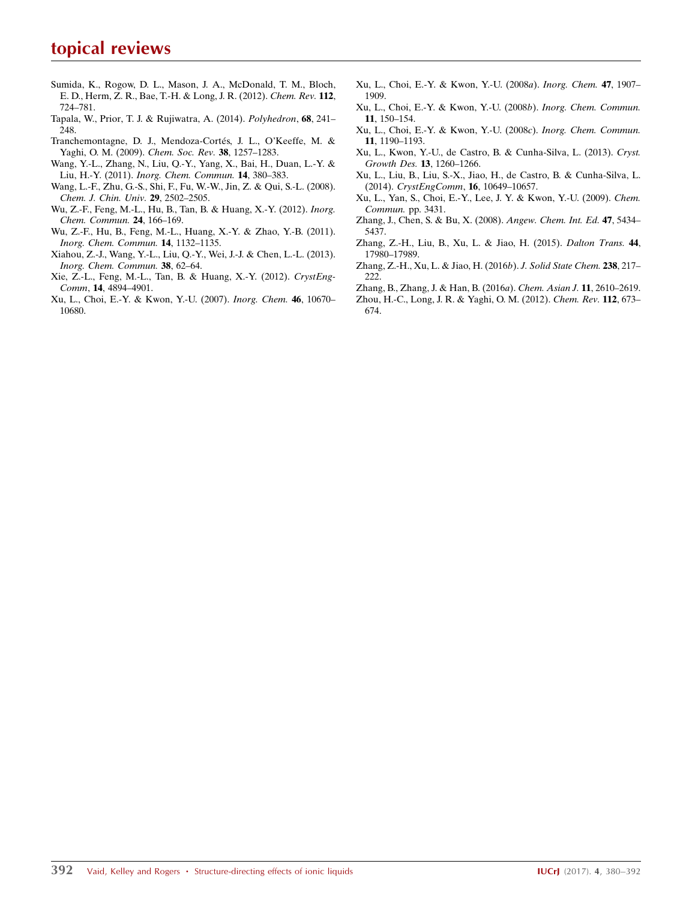Sumida, K., Rogow, D. L., Mason, J. A., McDonald, T. M., Bloch, E. D., Herm, Z. R., Bae, T.-H. & Long, J. R. (2012). *Chem. Rev.* **112**, 724–781.

Tapala, W., Prior, T. J. & Rujiwatra, A. (2014). *Polyhedron*, **68**, 241–248.

Tranchemontagne, D. J., Mendoza-Cortés, J. L., O'Keeffe, M. & Yaghi, O. M. (2009). *Chem. Soc. Rev.* **38**, 1257–1283.

Wang, Y.-L., Zhang, N., Liu, Q.-Y., Yang, X., Bai, H., Duan, L.-Y. & Liu, H.-Y. (2011). *Inorg. Chem. Commun.* **14**, 380–383.

Wang, L.-F., Zhu, G.-S., Shi, F., Fu, W.-W., Jin, Z. & Qui, S.-L. (2008). *Chem. J. Chin. Univ.* **29**, 2502–2505.

Wu, Z.-F., Feng, M.-L., Hu, B., Tan, B. & Huang, X.-Y. (2012). *Inorg. Chem. Commun.* **24**, 166–169.

Wu, Z.-F., Hu, B., Feng, M.-L., Huang, X.-Y. & Zhao, Y.-B. (2011). *Inorg. Chem. Commun.* **14**, 1132–1135.

Xiahou, Z.-J., Wang, Y.-L., Liu, Q.-Y., Wei, J.-J. & Chen, L.-L. (2013). *Inorg. Chem. Commun.* **38**, 62–64.

Xie, Z.-L., Feng, M.-L., Tan, B. & Huang, X.-Y. (2012). *CrystEngComm*, **14**, 4894–4901.

Xu, L., Choi, E.-Y. & Kwon, Y.-U. (2007). *Inorg. Chem.* **46**, 10670–10680.

Xu, L., Choi, E.-Y. & Kwon, Y.-U. (2008*a*). *Inorg. Chem.* **47**, 1907–1909.

Xu, L., Choi, E.-Y. & Kwon, Y.-U. (2008*b*). *Inorg. Chem. Commun.* **11**, 150–154.

Xu, L., Choi, E.-Y. & Kwon, Y.-U. (2008*c*). *Inorg. Chem. Commun.* **11**, 1190–1193.

Xu, L., Kwon, Y.-U., de Castro, B. & Cunha-Silva, L. (2013). *Cryst. Growth Des.* **13**, 1260–1266.

Xu, L., Liu, B., Liu, S.-X., Jiao, H., de Castro, B. & Cunha-Silva, L. (2014). *CrystEngComm*, **16**, 10649–10657.

Xu, L., Yan, S., Choi, E.-Y., Lee, J. Y. & Kwon, Y.-U. (2009). *Chem. Commun.* pp. 3431.

Zhang, J., Chen, S. & Bu, X. (2008). *Angew. Chem. Int. Ed.* **47**, 5434–5437.

Zhang, Z.-H., Liu, B., Xu, L. & Jiao, H. (2015). *Dalton Trans.* **44**, 17980–17989.

Zhang, Z.-H., Xu, L. & Jiao, H. (2016*b*). *J. Solid State Chem.* **238**, 217–222.

Zhang, B., Zhang, J. & Han, B. (2016*a*). *Chem. Asian J.* **11**, 2610–2619.

Zhou, H.-C., Long, J. R. & Yaghi, O. M. (2012). *Chem. Rev.* **112**, 673–674.